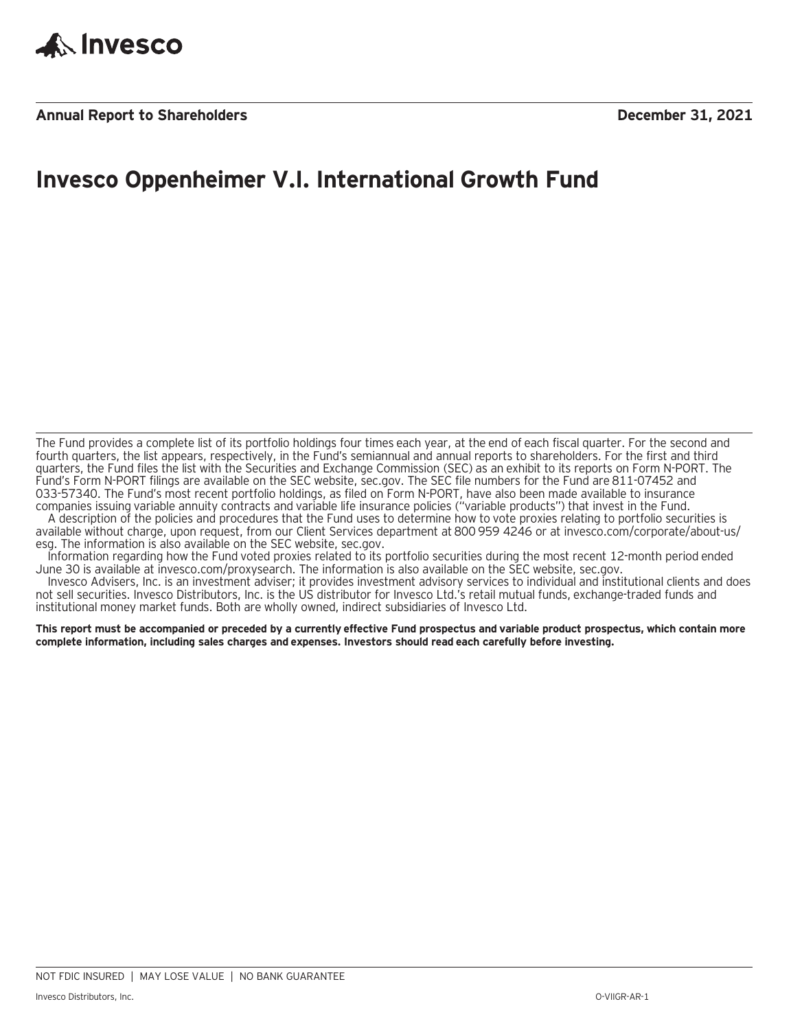Invesco

**Annual Report to Shareholders** **December 31, 2021**

# Invesco Oppenheimer V.I. International Growth Fund

The Fund provides a complete list of its portfolio holdings four times each year, at the end of each fiscal quarter. For the second and fourth quarters, the list appears, respectively, in the Fund's semiannual and annual reports to shareholders. For the first and third quarters, the Fund files the list with the Securities and Exchange Commission (SEC) as an exhibit to its reports on Form N-PORT. The Fund's Form N-PORT filings are available on the SEC website, sec.gov. The SEC file numbers for the Fund are 811-07452 and 033-57340. The Fund's most recent portfolio holdings, as filed on Form N-PORT, have also been made available to insurance companies issuing variable annuity contracts and variable life insurance policies ("variable products") that invest in the Fund.

A description of the policies and procedures that the Fund uses to determine how to vote proxies relating to portfolio securities is available without charge, upon request, from our Client Services department at 800 959 4246 or at invesco.com/corporate/about-us/esg. The information is also available on the SEC website, sec.gov.

Information regarding how the Fund voted proxies related to its portfolio securities during the most recent 12-month period ended June 30 is available at invesco.com/proxysearch. The information is also available on the SEC website, sec.gov.

Invesco Advisers, Inc. is an investment adviser; it provides investment advisory services to individual and institutional clients and does not sell securities. Invesco Distributors, Inc. is the US distributor for Invesco Ltd.'s retail mutual funds, exchange-traded funds and institutional money market funds. Both are wholly owned, indirect subsidiaries of Invesco Ltd.

**This report must be accompanied or preceded by a currently effective Fund prospectus and variable product prospectus, which contain more complete information, including sales charges and expenses. Investors should read each carefully before investing.**

NOT FDIC INSURED | MAY LOSE VALUE | NO BANK GUARANTEE

Invesco Distributors, Inc. O-VIIGR-AR-1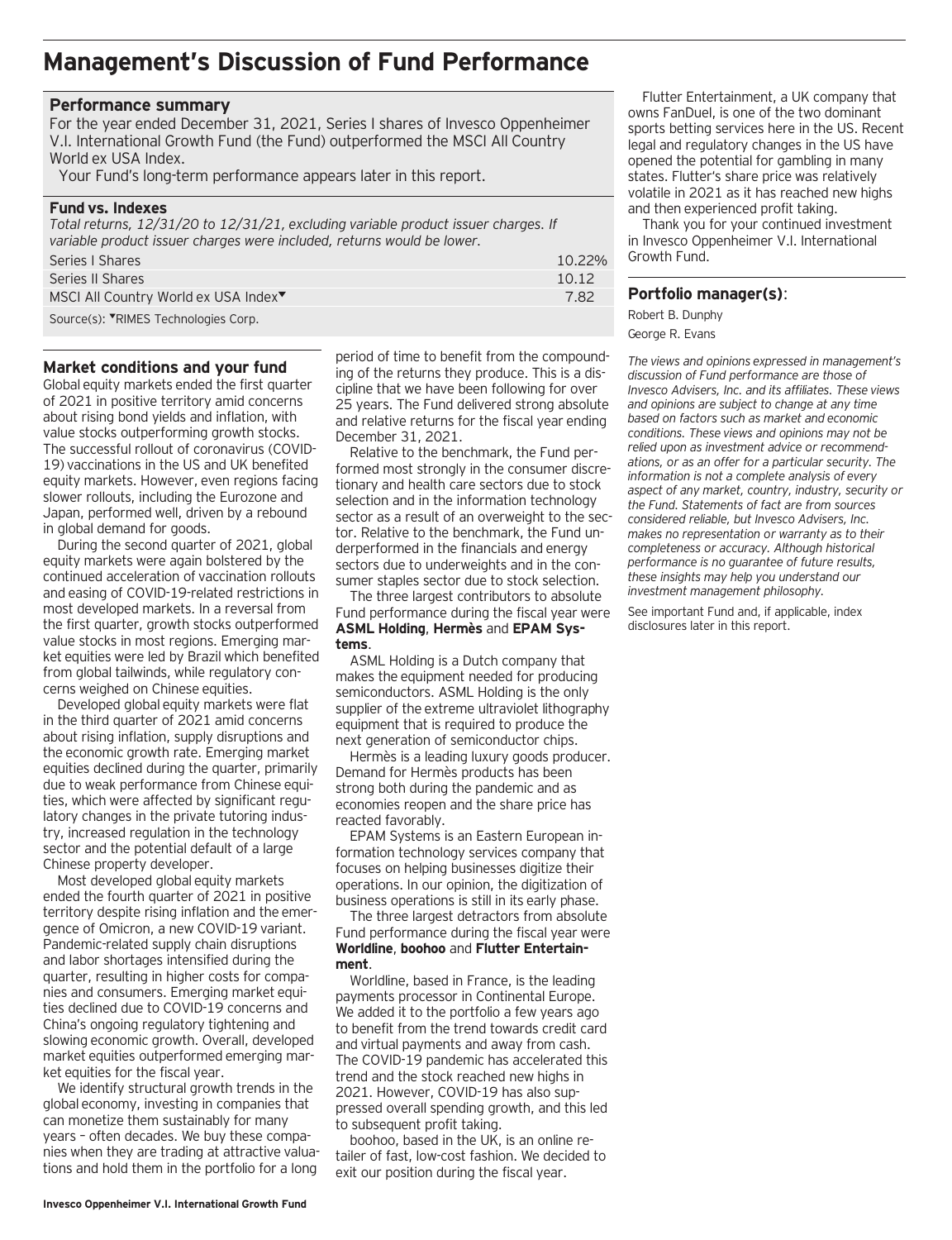# Management's Discussion of Fund Performance

## Performance summary

For the year ended December 31, 2021, Series I shares of Invesco Oppenheimer V.I. International Growth Fund (the Fund) outperformed the MSCI All Country World ex USA Index.

Your Fund's long-term performance appears later in this report.

## Fund vs. Indexes

*Total returns, 12/31/20 to 12/31/21, excluding variable product issuer charges. If variable product issuer charges were included, returns would be lower.*

| | |
|---|---|
| Series I Shares | 10.22% |
| Series II Shares | 10.12 |
| MSCI All Country World ex USA Index▼ | 7.82 |

Source(s): ▼RIMES Technologies Corp.

## Market conditions and your fund

Global equity markets ended the first quarter of 2021 in positive territory amid concerns about rising bond yields and inflation, with value stocks outperforming growth stocks. The successful rollout of coronavirus (COVID-19) vaccinations in the US and UK benefited equity markets. However, even regions facing slower rollouts, including the Eurozone and Japan, performed well, driven by a rebound in global demand for goods.

During the second quarter of 2021, global equity markets were again bolstered by the continued acceleration of vaccination rollouts and easing of COVID-19-related restrictions in most developed markets. In a reversal from the first quarter, growth stocks outperformed value stocks in most regions. Emerging market equities were led by Brazil which benefited from global tailwinds, while regulatory concerns weighed on Chinese equities.

Developed global equity markets were flat in the third quarter of 2021 amid concerns about rising inflation, supply disruptions and the economic growth rate. Emerging market equities declined during the quarter, primarily due to weak performance from Chinese equities, which were affected by significant regulatory changes in the private tutoring industry, increased regulation in the technology sector and the potential default of a large Chinese property developer.

Most developed global equity markets ended the fourth quarter of 2021 in positive territory despite rising inflation and the emergence of Omicron, a new COVID-19 variant. Pandemic-related supply chain disruptions and labor shortages intensified during the quarter, resulting in higher costs for companies and consumers. Emerging market equities declined due to COVID-19 concerns and China's ongoing regulatory tightening and slowing economic growth. Overall, developed market equities outperformed emerging market equities for the fiscal year.

We identify structural growth trends in the global economy, investing in companies that can monetize them sustainably for many years – often decades. We buy these companies when they are trading at attractive valuations and hold them in the portfolio for a long period of time to benefit from the compounding of the returns they produce. This is a discipline that we have been following for over 25 years. The Fund delivered strong absolute and relative returns for the fiscal year ending December 31, 2021.

Relative to the benchmark, the Fund performed most strongly in the consumer discretionary and health care sectors due to stock selection and in the information technology sector as a result of an overweight to the sector. Relative to the benchmark, the Fund underperformed in the financials and energy sectors due to underweights and in the consumer staples sector due to stock selection.

The three largest contributors to absolute Fund performance during the fiscal year were **ASML Holding**, **Hermès** and **EPAM Systems**.

ASML Holding is a Dutch company that makes the equipment needed for producing semiconductors. ASML Holding is the only supplier of the extreme ultraviolet lithography equipment that is required to produce the next generation of semiconductor chips.

Hermès is a leading luxury goods producer. Demand for Hermès products has been strong both during the pandemic and as economies reopen and the share price has reacted favorably.

EPAM Systems is an Eastern European information technology services company that focuses on helping businesses digitize their operations. In our opinion, the digitization of business operations is still in its early phase.

The three largest detractors from absolute Fund performance during the fiscal year were **Worldline**, **boohoo** and **Flutter Entertainment**.

Worldline, based in France, is the leading payments processor in Continental Europe. We added it to the portfolio a few years ago to benefit from the trend towards credit card and virtual payments and away from cash. The COVID-19 pandemic has accelerated this trend and the stock reached new highs in 2021. However, COVID-19 has also suppressed overall spending growth, and this led to subsequent profit taking.

boohoo, based in the UK, is an online retailer of fast, low-cost fashion. We decided to exit our position during the fiscal year.

Flutter Entertainment, a UK company that owns FanDuel, is one of the two dominant sports betting services here in the US. Recent legal and regulatory changes in the US have opened the potential for gambling in many states. Flutter's share price was relatively volatile in 2021 as it has reached new highs and then experienced profit taking.

Thank you for your continued investment in Invesco Oppenheimer V.I. International Growth Fund.

## Portfolio manager(s):

Robert B. Dunphy
George R. Evans

*The views and opinions expressed in management's discussion of Fund performance are those of Invesco Advisers, Inc. and its affiliates. These views and opinions are subject to change at any time based on factors such as market and economic conditions. These views and opinions may not be relied upon as investment advice or recommendations, or as an offer for a particular security. The information is not a complete analysis of every aspect of any market, country, industry, security or the Fund. Statements of fact are from sources considered reliable, but Invesco Advisers, Inc. makes no representation or warranty as to their completeness or accuracy. Although historical performance is no guarantee of future results, these insights may help you understand our investment management philosophy.*

See important Fund and, if applicable, index disclosures later in this report.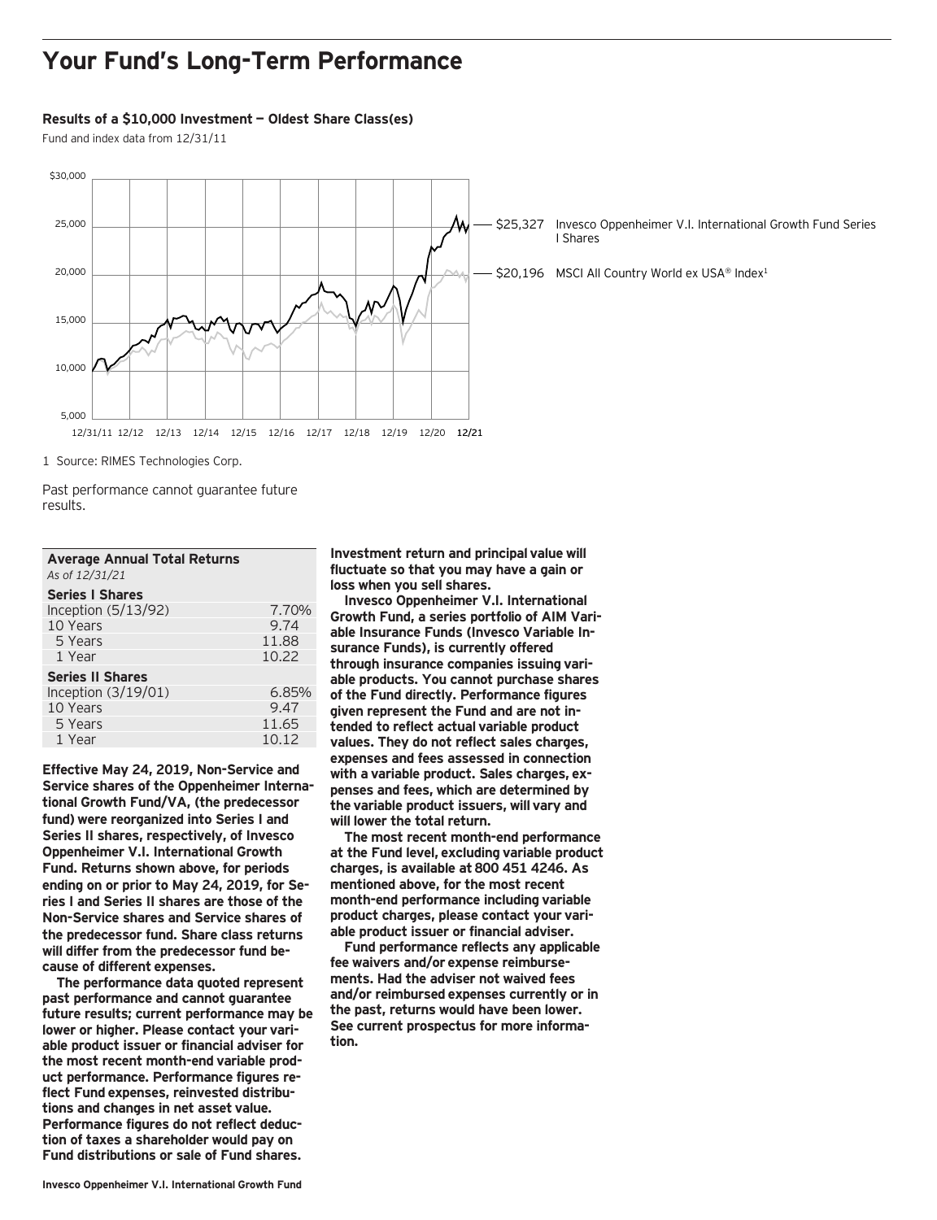# Your Fund's Long-Term Performance

**Results of a $10,000 Investment — Oldest Share Class(es)**

Fund and index data from 12/31/11

$25,327 Invesco Oppenheimer V.I. International Growth Fund Series I Shares

$20,196 MSCI All Country World ex USA® Index[1]

1 Source: RIMES Technologies Corp.

Past performance cannot guarantee future results.

| **Average Annual Total Returns** *As of 12/31/21* | |
|---|---|
| **Series I Shares** | |
| Inception (5/13/92) | 7.70% |
| 10 Years | 9.74 |
| 5 Years | 11.88 |
| 1 Year | 10.22 |
| **Series II Shares** | |
| Inception (3/19/01) | 6.85% |
| 10 Years | 9.47 |
| 5 Years | 11.65 |
| 1 Year | 10.12 |

**Effective May 24, 2019, Non-Service and Service shares of the Oppenheimer International Growth Fund/VA, (the predecessor fund) were reorganized into Series I and Series II shares, respectively, of Invesco Oppenheimer V.I. International Growth Fund. Returns shown above, for periods ending on or prior to May 24, 2019, for Series I and Series II shares are those of the Non-Service shares and Service shares of the predecessor fund. Share class returns will differ from the predecessor fund because of different expenses.**

**The performance data quoted represent past performance and cannot guarantee future results; current performance may be lower or higher. Please contact your variable product issuer or financial adviser for the most recent month-end variable product performance. Performance figures reflect Fund expenses, reinvested distributions and changes in net asset value. Performance figures do not reflect deduction of taxes a shareholder would pay on Fund distributions or sale of Fund shares.**

**Investment return and principal value will fluctuate so that you may have a gain or loss when you sell shares.**

**Invesco Oppenheimer V.I. International Growth Fund, a series portfolio of AIM Variable Insurance Funds (Invesco Variable Insurance Funds), is currently offered through insurance companies issuing variable products. You cannot purchase shares of the Fund directly. Performance figures given represent the Fund and are not intended to reflect actual variable product values. They do not reflect sales charges, expenses and fees assessed in connection with a variable product. Sales charges, expenses and fees, which are determined by the variable product issuers, will vary and will lower the total return.**

**The most recent month-end performance at the Fund level, excluding variable product charges, is available at 800 451 4246. As mentioned above, for the most recent month-end performance including variable product charges, please contact your variable product issuer or financial adviser.**

**Fund performance reflects any applicable fee waivers and/or expense reimbursements. Had the adviser not waived fees and/or reimbursed expenses currently or in the past, returns would have been lower. See current prospectus for more information.**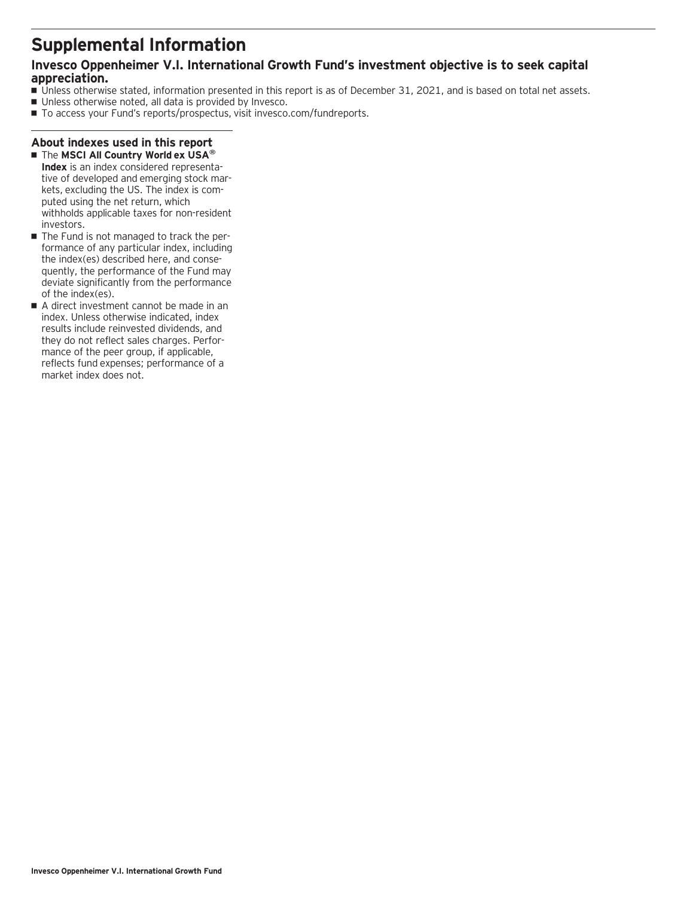# Supplemental Information

## Invesco Oppenheimer V.I. International Growth Fund's investment objective is to seek capital appreciation.

- Unless otherwise stated, information presented in this report is as of December 31, 2021, and is based on total net assets.
- Unless otherwise noted, all data is provided by Invesco.
- To access your Fund's reports/prospectus, visit invesco.com/fundreports.

### About indexes used in this report

- The **MSCI All Country World ex USA® Index** is an index considered representative of developed and emerging stock markets, excluding the US. The index is computed using the net return, which withholds applicable taxes for non-resident investors.
- The Fund is not managed to track the performance of any particular index, including the index(es) described here, and consequently, the performance of the Fund may deviate significantly from the performance of the index(es).
- A direct investment cannot be made in an index. Unless otherwise indicated, index results include reinvested dividends, and they do not reflect sales charges. Performance of the peer group, if applicable, reflects fund expenses; performance of a market index does not.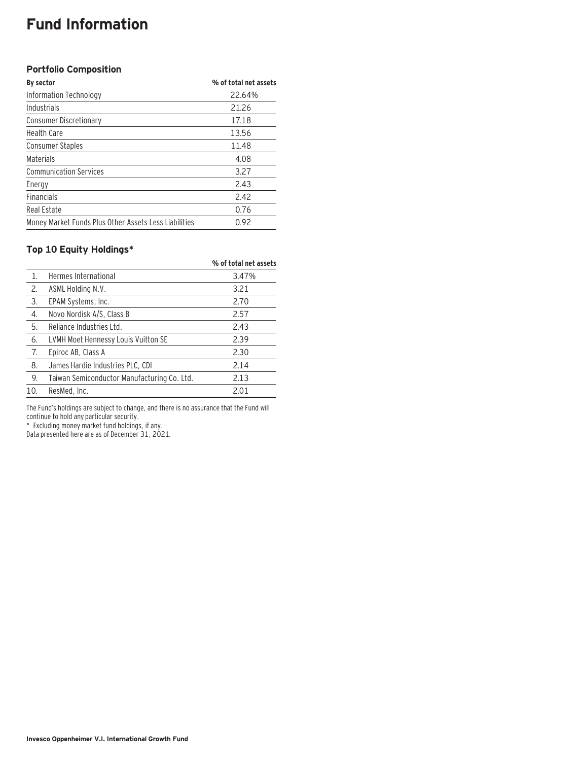# Fund Information

### Portfolio Composition

| By sector | % of total net assets |
|---|---|
| Information Technology | 22.64% |
| Industrials | 21.26 |
| Consumer Discretionary | 17.18 |
| Health Care | 13.56 |
| Consumer Staples | 11.48 |
| Materials | 4.08 |
| Communication Services | 3.27 |
| Energy | 2.43 |
| Financials | 2.42 |
| Real Estate | 0.76 |
| Money Market Funds Plus Other Assets Less Liabilities | 0.92 |

### Top 10 Equity Holdings*

| | | % of total net assets |
|---|---|---|
| 1. | Hermes International | 3.47% |
| 2. | ASML Holding N.V. | 3.21 |
| 3. | EPAM Systems, Inc. | 2.70 |
| 4. | Novo Nordisk A/S, Class B | 2.57 |
| 5. | Reliance Industries Ltd. | 2.43 |
| 6. | LVMH Moet Hennessy Louis Vuitton SE | 2.39 |
| 7. | Epiroc AB, Class A | 2.30 |
| 8. | James Hardie Industries PLC, CDI | 2.14 |
| 9. | Taiwan Semiconductor Manufacturing Co. Ltd. | 2.13 |
| 10. | ResMed, Inc. | 2.01 |

The Fund's holdings are subject to change, and there is no assurance that the Fund will continue to hold any particular security.

* Excluding money market fund holdings, if any.

Data presented here are as of December 31, 2021.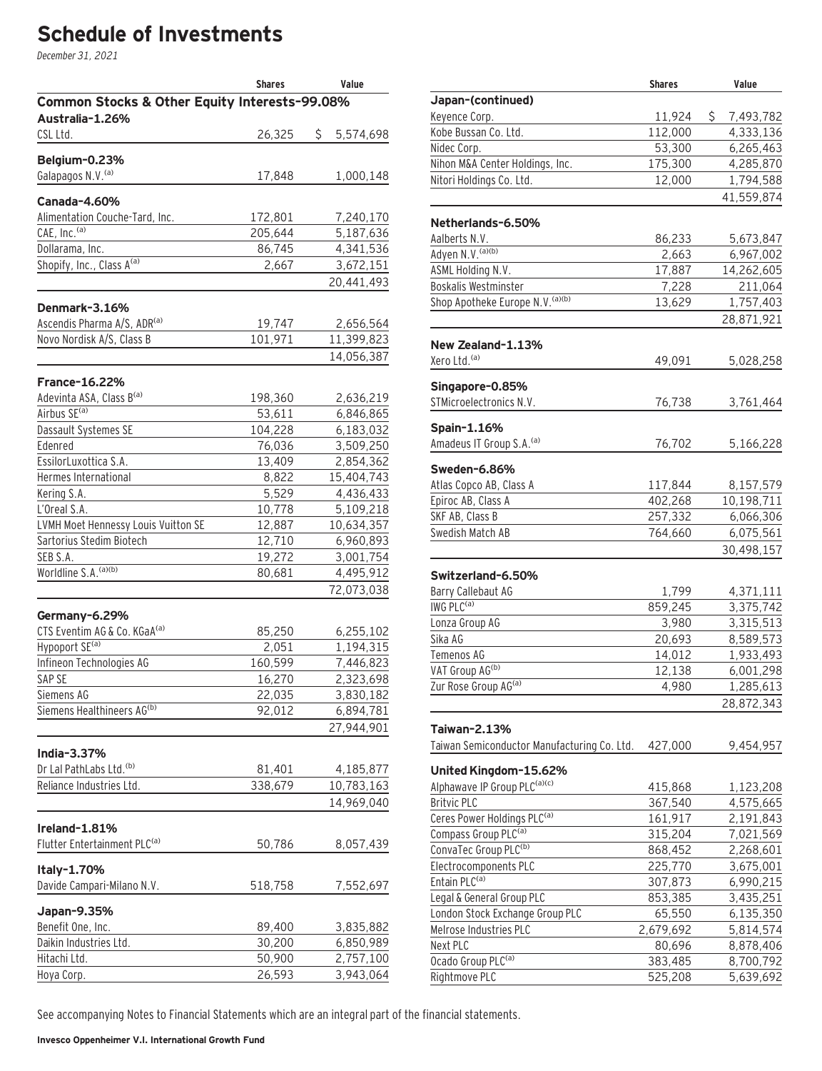# Schedule of Investments

*December 31, 2021*

| | Shares | Value |
|---|---|---|
| **Common Stocks & Other Equity Interests-99.08%** | | |
| **Australia-1.26%** | | |
| CSL Ltd. | 26,325 | $ 5,574,698 |
| **Belgium-0.23%** | | |
| Galapagos N.V.[(a)] | 17,848 | 1,000,148 |
| **Canada-4.60%** | | |
| Alimentation Couche-Tard, Inc. | 172,801 | 7,240,170 |
| CAE, Inc.[(a)] | 205,644 | 5,187,636 |
| Dollarama, Inc. | 86,745 | 4,341,536 |
| Shopify, Inc., Class A[(a)] | 2,667 | 3,672,151 |
| | | 20,441,493 |
| **Denmark-3.16%** | | |
| Ascendis Pharma A/S, ADR[(a)] | 19,747 | 2,656,564 |
| Novo Nordisk A/S, Class B | 101,971 | 11,399,823 |
| | | 14,056,387 |
| **France-16.22%** | | |
| Adevinta ASA, Class B[(a)] | 198,360 | 2,636,219 |
| Airbus SE[(a)] | 53,611 | 6,846,865 |
| Dassault Systemes SE | 104,228 | 6,183,032 |
| Edenred | 76,036 | 3,509,250 |
| EssilorLuxottica S.A. | 13,409 | 2,854,362 |
| Hermes International | 8,822 | 15,404,743 |
| Kering S.A. | 5,529 | 4,436,433 |
| L'Oreal S.A. | 10,778 | 5,109,218 |
| LVMH Moet Hennessy Louis Vuitton SE | 12,887 | 10,634,357 |
| Sartorius Stedim Biotech | 12,710 | 6,960,893 |
| SEB S.A. | 19,272 | 3,001,754 |
| Worldline S.A.[(a)(b)] | 80,681 | 4,495,912 |
| | | 72,073,038 |
| **Germany-6.29%** | | |
| CTS Eventim AG & Co. KGaA[(a)] | 85,250 | 6,255,102 |
| Hypoport SE[(a)] | 2,051 | 1,194,315 |
| Infineon Technologies AG | 160,599 | 7,446,823 |
| SAP SE | 16,270 | 2,323,698 |
| Siemens AG | 22,035 | 3,830,182 |
| Siemens Healthineers AG[(b)] | 92,012 | 6,894,781 |
| | | 27,944,901 |
| **India-3.37%** | | |
| Dr Lal PathLabs Ltd.[(b)] | 81,401 | 4,185,877 |
| Reliance Industries Ltd. | 338,679 | 10,783,163 |
| | | 14,969,040 |
| **Ireland-1.81%** | | |
| Flutter Entertainment PLC[(a)] | 50,786 | 8,057,439 |
| **Italy-1.70%** | | |
| Davide Campari-Milano N.V. | 518,758 | 7,552,697 |
| **Japan-9.35%** | | |
| Benefit One, Inc. | 89,400 | 3,835,882 |
| Daikin Industries Ltd. | 30,200 | 6,850,989 |
| Hitachi Ltd. | 50,900 | 2,757,100 |
| Hoya Corp. | 26,593 | 3,943,064 |
| **Japan-(continued)** | | |
| Keyence Corp. | 11,924 | $ 7,493,782 |
| Kobe Bussan Co. Ltd. | 112,000 | 4,333,136 |
| Nidec Corp. | 53,300 | 6,265,463 |
| Nihon M&A Center Holdings, Inc. | 175,300 | 4,285,870 |
| Nitori Holdings Co. Ltd. | 12,000 | 1,794,588 |
| | | 41,559,874 |
| **Netherlands-6.50%** | | |
| Aalberts N.V. | 86,233 | 5,673,847 |
| Adyen N.V.[(a)(b)] | 2,663 | 6,967,002 |
| ASML Holding N.V. | 17,887 | 14,262,605 |
| Boskalis Westminster | 7,228 | 211,064 |
| Shop Apotheke Europe N.V.[(a)(b)] | 13,629 | 1,757,403 |
| | | 28,871,921 |
| **New Zealand-1.13%** | | |
| Xero Ltd.[(a)] | 49,091 | 5,028,258 |
| **Singapore-0.85%** | | |
| STMicroelectronics N.V. | 76,738 | 3,761,464 |
| **Spain-1.16%** | | |
| Amadeus IT Group S.A.[(a)] | 76,702 | 5,166,228 |
| **Sweden-6.86%** | | |
| Atlas Copco AB, Class A | 117,844 | 8,157,579 |
| Epiroc AB, Class A | 402,268 | 10,198,711 |
| SKF AB, Class B | 257,332 | 6,066,306 |
| Swedish Match AB | 764,660 | 6,075,561 |
| | | 30,498,157 |
| **Switzerland-6.50%** | | |
| Barry Callebaut AG | 1,799 | 4,371,111 |
| IWG PLC[(a)] | 859,245 | 3,375,742 |
| Lonza Group AG | 3,980 | 3,315,513 |
| Sika AG | 20,693 | 8,589,573 |
| Temenos AG | 14,012 | 1,933,493 |
| VAT Group AG[(b)] | 12,138 | 6,001,298 |
| Zur Rose Group AG[(a)] | 4,980 | 1,285,613 |
| | | 28,872,343 |
| **Taiwan-2.13%** | | |
| Taiwan Semiconductor Manufacturing Co. Ltd. | 427,000 | 9,454,957 |
| **United Kingdom-15.62%** | | |
| Alphawave IP Group PLC[(a)(c)] | 415,868 | 1,123,208 |
| Britvic PLC | 367,540 | 4,575,665 |
| Ceres Power Holdings PLC[(a)] | 161,917 | 2,191,843 |
| Compass Group PLC[(a)] | 315,204 | 7,021,569 |
| ConvaTec Group PLC[(b)] | 868,452 | 2,268,601 |
| Electrocomponents PLC | 225,770 | 3,675,001 |
| Entain PLC[(a)] | 307,873 | 6,990,215 |
| Legal & General Group PLC | 853,385 | 3,435,251 |
| London Stock Exchange Group PLC | 65,550 | 6,135,350 |
| Melrose Industries PLC | 2,679,692 | 5,814,574 |
| Next PLC | 80,696 | 8,878,406 |
| Ocado Group PLC[(a)] | 383,485 | 8,700,792 |
| Rightmove PLC | 525,208 | 5,639,692 |

See accompanying Notes to Financial Statements which are an integral part of the financial statements.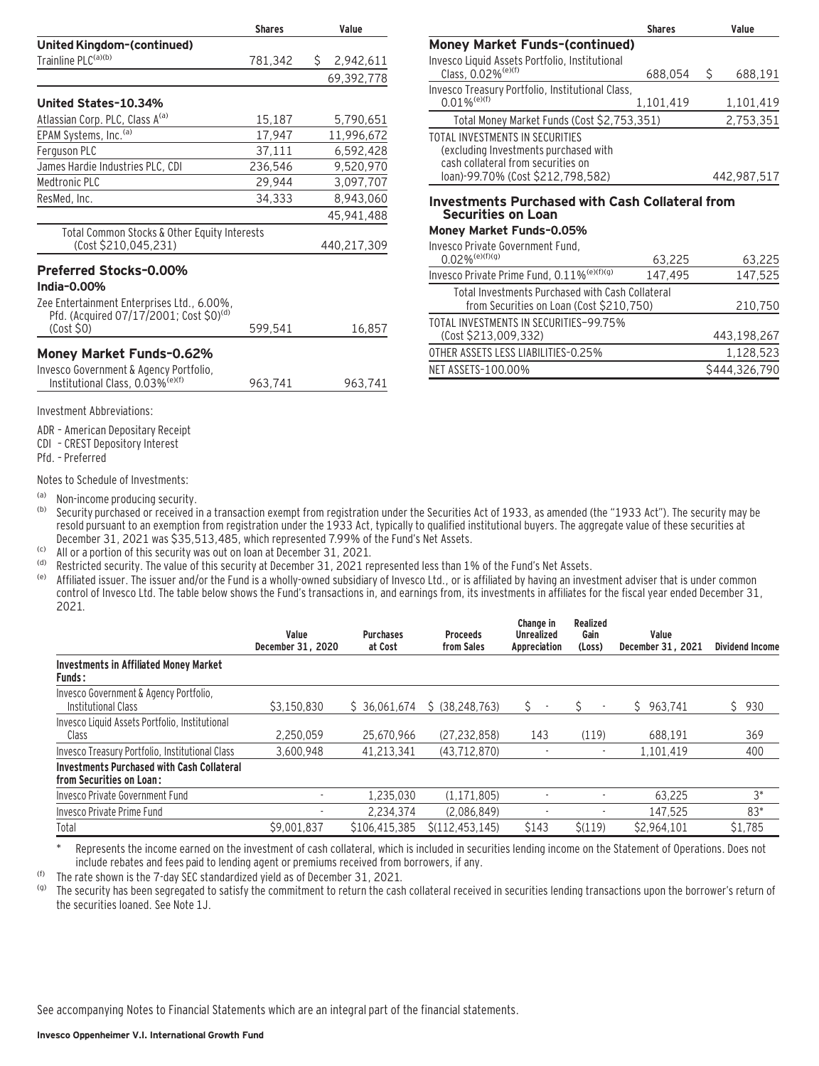| | Shares | Value |
|---|---|---|
| **United Kingdom-(continued)** | | |
| Trainline PLC[(a)(b)] | 781,342 | $ 2,942,611 |
| | | 69,392,778 |
| **United States-10.34%** | | |
| Atlassian Corp. PLC, Class A[(a)] | 15,187 | 5,790,651 |
| EPAM Systems, Inc.[(a)] | 17,947 | 11,996,672 |
| Ferguson PLC | 37,111 | 6,592,428 |
| James Hardie Industries PLC, CDI | 236,546 | 9,520,970 |
| Medtronic PLC | 29,944 | 3,097,707 |
| ResMed, Inc. | 34,333 | 8,943,060 |
| | | 45,941,488 |
| Total Common Stocks & Other Equity Interests (Cost $210,045,231) | | 440,217,309 |
| **Preferred Stocks-0.00%** | | |
| **India-0.00%** | | |
| Zee Entertainment Enterprises Ltd., 6.00%, Pfd. (Acquired 07/17/2001; Cost $0)[(d)] (Cost $0) | 599,541 | 16,857 |
| **Money Market Funds-0.62%** | | |
| Invesco Government & Agency Portfolio, Institutional Class, 0.03%[(e)(f)] | 963,741 | 963,741 |
| **Money Market Funds-(continued)** | | |
| Invesco Liquid Assets Portfolio, Institutional Class, 0.02%[(e)(f)] | 688,054 | $ 688,191 |
| Invesco Treasury Portfolio, Institutional Class, 0.01%[(e)(f)] | 1,101,419 | 1,101,419 |
| Total Money Market Funds (Cost $2,753,351) | | 2,753,351 |
| TOTAL INVESTMENTS IN SECURITIES (excluding Investments purchased with cash collateral from securities on loan)-99.70% (Cost $212,798,582) | | 442,987,517 |
| **Investments Purchased with Cash Collateral from Securities on Loan** | | |
| **Money Market Funds-0.05%** | | |
| Invesco Private Government Fund, 0.02%[(e)(f)(g)] | 63,225 | 63,225 |
| Invesco Private Prime Fund, 0.11%[(e)(f)(g)] | 147,495 | 147,525 |
| Total Investments Purchased with Cash Collateral from Securities on Loan (Cost $210,750) | | 210,750 |
| TOTAL INVESTMENTS IN SECURITIES-99.75% (Cost $213,009,332) | | 443,198,267 |
| OTHER ASSETS LESS LIABILITIES-0.25% | | 1,128,523 |
| NET ASSETS-100.00% | | $444,326,790 |

Investment Abbreviations:

ADR - American Depositary Receipt
CDI - CREST Depository Interest
Pfd. - Preferred

Notes to Schedule of Investments:

(a) Non-income producing security.
(b) Security purchased or received in a transaction exempt from registration under the Securities Act of 1933, as amended (the "1933 Act"). The security may be resold pursuant to an exemption from registration under the 1933 Act, typically to qualified institutional buyers. The aggregate value of these securities at December 31, 2021 was $35,513,485, which represented 7.99% of the Fund's Net Assets.
(c) All or a portion of this security was out on loan at December 31, 2021.
(d) Restricted security. The value of this security at December 31, 2021 represented less than 1% of the Fund's Net Assets.
(e) Affiliated issuer. The issuer and/or the Fund is a wholly-owned subsidiary of Invesco Ltd., or is affiliated by having an investment adviser that is under common control of Invesco Ltd. The table below shows the Fund's transactions in, and earnings from, its investments in affiliates for the fiscal year ended December 31, 2021.

| | Value December 31, 2020 | Purchases at Cost | Proceeds from Sales | Change in Unrealized Appreciation | Realized Gain (Loss) | Value December 31, 2021 | Dividend Income |
|---|---|---|---|---|---|---|---|
| **Investments in Affiliated Money Market Funds:** | | | | | | | |
| Invesco Government & Agency Portfolio, Institutional Class | $3,150,830 | $ 36,061,674 | $ (38,248,763) | $ - | $ - | $ 963,741 | $ 930 |
| Invesco Liquid Assets Portfolio, Institutional Class | 2,250,059 | 25,670,966 | (27,232,858) | 143 | (119) | 688,191 | 369 |
| Invesco Treasury Portfolio, Institutional Class | 3,600,948 | 41,213,341 | (43,712,870) | - | - | 1,101,419 | 400 |
| **Investments Purchased with Cash Collateral from Securities on Loan:** | | | | | | | |
| Invesco Private Government Fund | - | 1,235,030 | (1,171,805) | - | - | 63,225 | 3* |
| Invesco Private Prime Fund | - | 2,234,374 | (2,086,849) | - | - | 147,525 | 83* |
| Total | $9,001,837 | $106,415,385 | $(112,453,145) | $143 | $(119) | $2,964,101 | $1,785 |

\* Represents the income earned on the investment of cash collateral, which is included in securities lending income on the Statement of Operations. Does not include rebates and fees paid to lending agent or premiums received from borrowers, if any.

(f) The rate shown is the 7-day SEC standardized yield as of December 31, 2021.
(g) The security has been segregated to satisfy the commitment to return the cash collateral received in securities lending transactions upon the borrower's return of the securities loaned. See Note 1J.

See accompanying Notes to Financial Statements which are an integral part of the financial statements.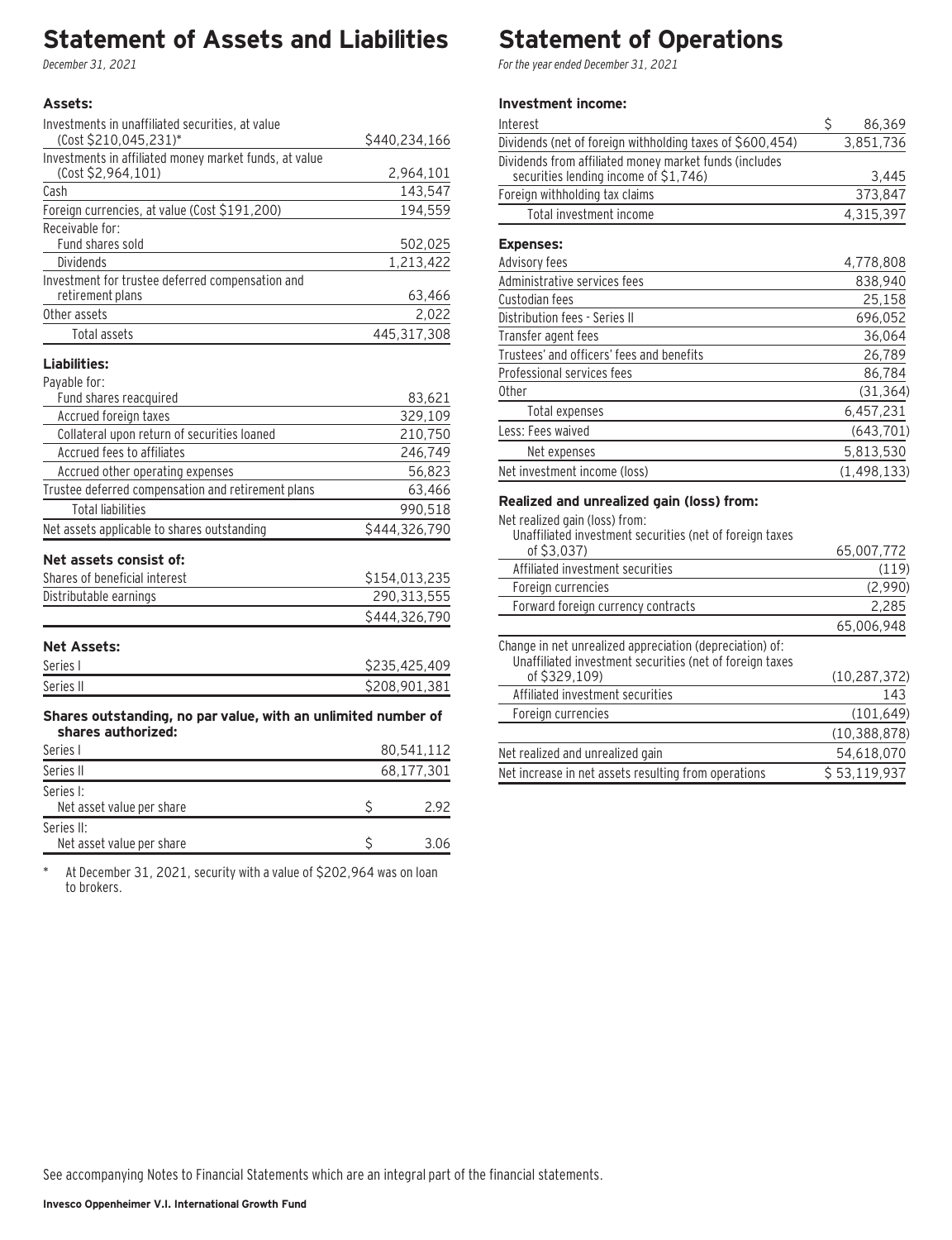# Statement of Assets and Liabilities

*December 31, 2021*

| | |
|---|---|
| **Assets:** | |
| Investments in unaffiliated securities, at value (Cost $210,045,231)* | $440,234,166 |
| Investments in affiliated money market funds, at value (Cost $2,964,101) | 2,964,101 |
| Cash | 143,547 |
| Foreign currencies, at value (Cost $191,200) | 194,559 |
| Receivable for: | |
| Fund shares sold | 502,025 |
| Dividends | 1,213,422 |
| Investment for trustee deferred compensation and retirement plans | 63,466 |
| Other assets | 2,022 |
| Total assets | 445,317,308 |
| **Liabilities:** | |
| Payable for: | |
| Fund shares reacquired | 83,621 |
| Accrued foreign taxes | 329,109 |
| Collateral upon return of securities loaned | 210,750 |
| Accrued fees to affiliates | 246,749 |
| Accrued other operating expenses | 56,823 |
| Trustee deferred compensation and retirement plans | 63,466 |
| Total liabilities | 990,518 |
| Net assets applicable to shares outstanding | $444,326,790 |
| **Net assets consist of:** | |
| Shares of beneficial interest | $154,013,235 |
| Distributable earnings | 290,313,555 |
| | $444,326,790 |
| **Net Assets:** | |
| Series I | $235,425,409 |
| Series II | $208,901,381 |
| **Shares outstanding, no par value, with an unlimited number of shares authorized:** | |
| Series I | 80,541,112 |
| Series II | 68,177,301 |
| Series I: Net asset value per share | $ 2.92 |
| Series II: Net asset value per share | $ 3.06 |

\* At December 31, 2021, security with a value of $202,964 was on loan to brokers.

# Statement of Operations

*For the year ended December 31, 2021*

| | |
|---|---|
| **Investment income:** | |
| Interest | $ 86,369 |
| Dividends (net of foreign withholding taxes of $600,454) | 3,851,736 |
| Dividends from affiliated money market funds (includes securities lending income of $1,746) | 3,445 |
| Foreign withholding tax claims | 373,847 |
| Total investment income | 4,315,397 |
| **Expenses:** | |
| Advisory fees | 4,778,808 |
| Administrative services fees | 838,940 |
| Custodian fees | 25,158 |
| Distribution fees - Series II | 696,052 |
| Transfer agent fees | 36,064 |
| Trustees' and officers' fees and benefits | 26,789 |
| Professional services fees | 86,784 |
| Other | (31,364) |
| Total expenses | 6,457,231 |
| Less: Fees waived | (643,701) |
| Net expenses | 5,813,530 |
| Net investment income (loss) | (1,498,133) |
| **Realized and unrealized gain (loss) from:** | |
| Net realized gain (loss) from: | |
| Unaffiliated investment securities (net of foreign taxes of $3,037) | 65,007,772 |
| Affiliated investment securities | (119) |
| Foreign currencies | (2,990) |
| Forward foreign currency contracts | 2,285 |
| | 65,006,948 |
| Change in net unrealized appreciation (depreciation) of: | |
| Unaffiliated investment securities (net of foreign taxes of $329,109) | (10,287,372) |
| Affiliated investment securities | 143 |
| Foreign currencies | (101,649) |
| | (10,388,878) |
| Net realized and unrealized gain | 54,618,070 |
| Net increase in net assets resulting from operations | $ 53,119,937 |

See accompanying Notes to Financial Statements which are an integral part of the financial statements.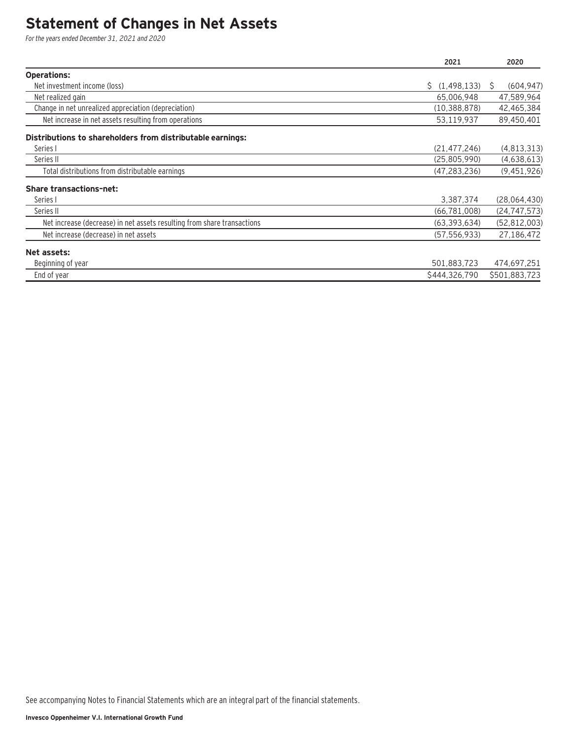# Statement of Changes in Net Assets

*For the years ended December 31, 2021 and 2020*

| | 2021 | 2020 |
|---|---|---|
| **Operations:** | | |
| Net investment income (loss) | $ (1,498,133) | $ (604,947) |
| Net realized gain | 65,006,948 | 47,589,964 |
| Change in net unrealized appreciation (depreciation) | (10,388,878) | 42,465,384 |
| Net increase in net assets resulting from operations | 53,119,937 | 89,450,401 |
| **Distributions to shareholders from distributable earnings:** | | |
| Series I | (21,477,246) | (4,813,313) |
| Series II | (25,805,990) | (4,638,613) |
| Total distributions from distributable earnings | (47,283,236) | (9,451,926) |
| **Share transactions–net:** | | |
| Series I | 3,387,374 | (28,064,430) |
| Series II | (66,781,008) | (24,747,573) |
| Net increase (decrease) in net assets resulting from share transactions | (63,393,634) | (52,812,003) |
| Net increase (decrease) in net assets | (57,556,933) | 27,186,472 |
| **Net assets:** | | |
| Beginning of year | 501,883,723 | 474,697,251 |
| End of year | $444,326,790 | $501,883,723 |

See accompanying Notes to Financial Statements which are an integral part of the financial statements.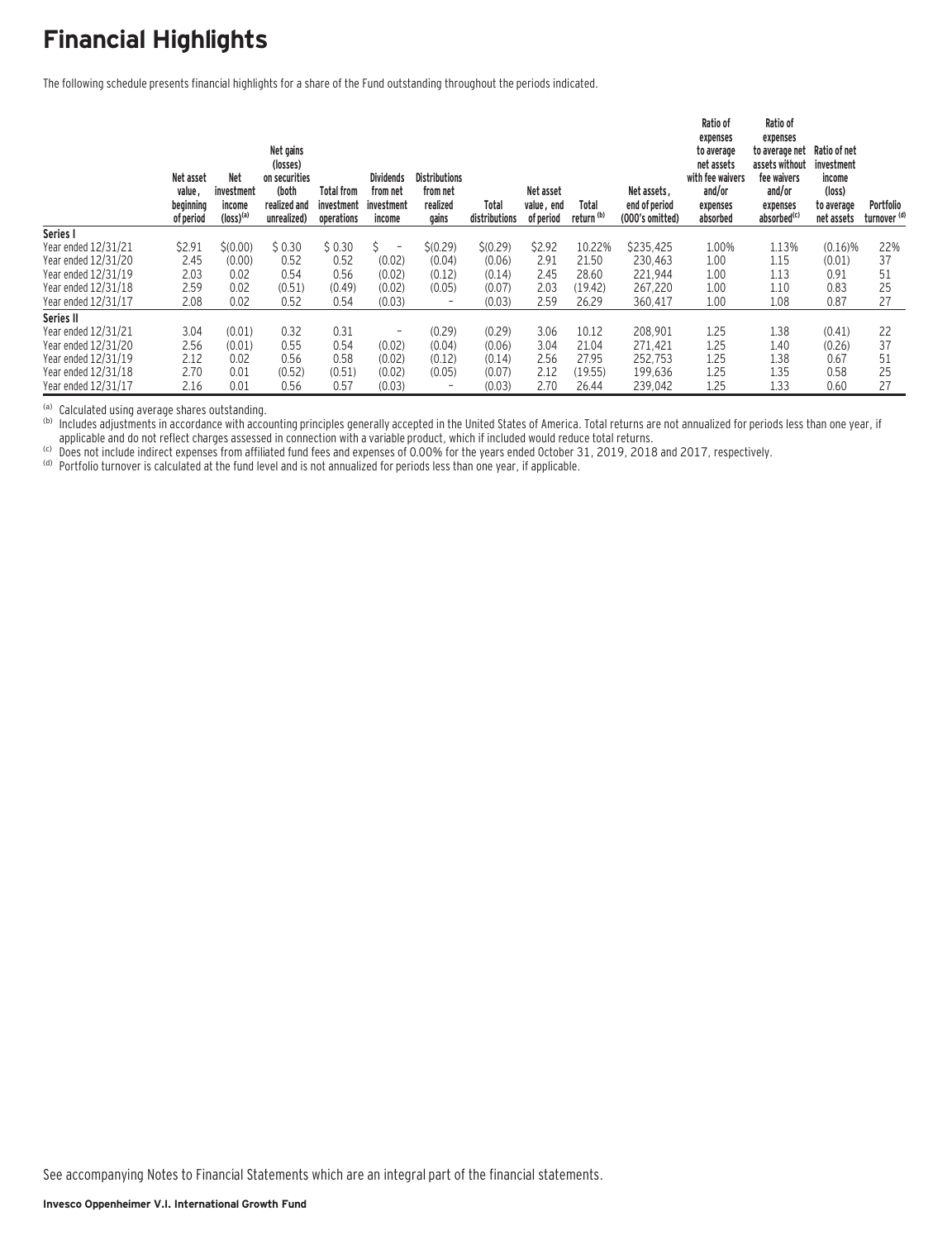# Financial Highlights

The following schedule presents financial highlights for a share of the Fund outstanding throughout the periods indicated.

| | Net asset value, beginning of period | Net investment income (loss)[a] | Net gains (losses) on securities (both realized and unrealized) | Total from investment operations | Dividends from net investment income | Distributions from net realized gains | Total distributions | Net asset value, end of period | Total return [b] | Net assets, end of period (000's omitted) | Ratio of expenses to average net assets with fee waivers and/or expenses absorbed | Ratio of expenses to average net assets without fee waivers and/or expenses absorbed[c] | Ratio of net investment income (loss) to average net assets | Portfolio turnover [d] |
|---|---|---|---|---|---|---|---|---|---|---|---|---|---|---|
| **Series I** | | | | | | | | | | | | | | |
| Year ended 12/31/21 | $2.91 | $(0.00) | $ 0.30 | $ 0.30 | $ – | $(0.29) | $(0.29) | $2.92 | 10.22% | $235,425 | 1.00% | 1.13% | (0.16)% | 22% |
| Year ended 12/31/20 | 2.45 | (0.00) | 0.52 | 0.52 | (0.02) | (0.04) | (0.06) | 2.91 | 21.50 | 230,463 | 1.00 | 1.15 | (0.01) | 37 |
| Year ended 12/31/19 | 2.03 | 0.02 | 0.54 | 0.56 | (0.02) | (0.12) | (0.14) | 2.45 | 28.60 | 221,944 | 1.00 | 1.13 | 0.91 | 51 |
| Year ended 12/31/18 | 2.59 | 0.02 | (0.51) | (0.49) | (0.02) | (0.05) | (0.07) | 2.03 | (19.42) | 267,220 | 1.00 | 1.10 | 0.83 | 25 |
| Year ended 12/31/17 | 2.08 | 0.02 | 0.52 | 0.54 | (0.03) | – | (0.03) | 2.59 | 26.29 | 360,417 | 1.00 | 1.08 | 0.87 | 27 |
| **Series II** | | | | | | | | | | | | | | |
| Year ended 12/31/21 | 3.04 | (0.01) | 0.32 | 0.31 | – | (0.29) | (0.29) | 3.06 | 10.12 | 208,901 | 1.25 | 1.38 | (0.41) | 22 |
| Year ended 12/31/20 | 2.56 | (0.01) | 0.55 | 0.54 | (0.02) | (0.04) | (0.06) | 3.04 | 21.04 | 271,421 | 1.25 | 1.40 | (0.26) | 37 |
| Year ended 12/31/19 | 2.12 | 0.02 | 0.56 | 0.58 | (0.02) | (0.12) | (0.14) | 2.56 | 27.95 | 252,753 | 1.25 | 1.38 | 0.67 | 51 |
| Year ended 12/31/18 | 2.70 | 0.01 | (0.52) | (0.51) | (0.02) | (0.05) | (0.07) | 2.12 | (19.55) | 199,636 | 1.25 | 1.35 | 0.58 | 25 |
| Year ended 12/31/17 | 2.16 | 0.01 | 0.56 | 0.57 | (0.03) | – | (0.03) | 2.70 | 26.44 | 239,042 | 1.25 | 1.33 | 0.60 | 27 |

[a] Calculated using average shares outstanding.
[b] Includes adjustments in accordance with accounting principles generally accepted in the United States of America. Total returns are not annualized for periods less than one year, if applicable and do not reflect charges assessed in connection with a variable product, which if included would reduce total returns.
[c] Does not include indirect expenses from affiliated fund fees and expenses of 0.00% for the years ended October 31, 2019, 2018 and 2017, respectively.
[d] Portfolio turnover is calculated at the fund level and is not annualized for periods less than one year, if applicable.

See accompanying Notes to Financial Statements which are an integral part of the financial statements.

**Invesco Oppenheimer V.I. International Growth Fund**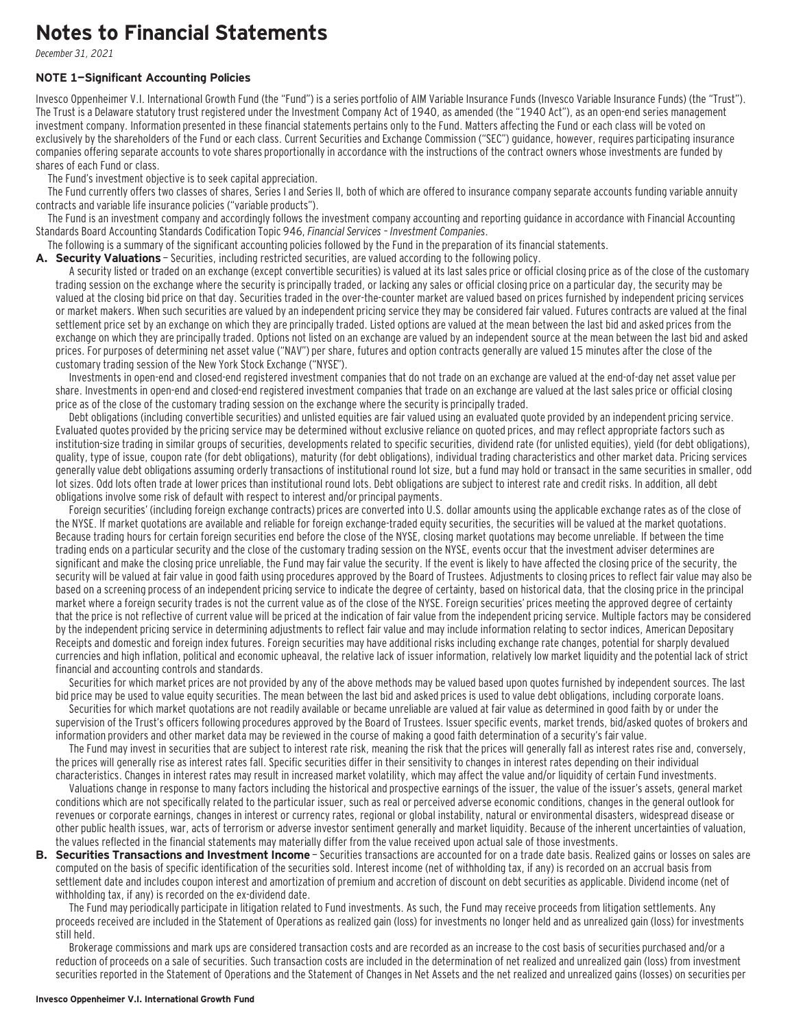# Notes to Financial Statements

*December 31, 2021*

### NOTE 1—Significant Accounting Policies

Invesco Oppenheimer V.I. International Growth Fund (the "Fund") is a series portfolio of AIM Variable Insurance Funds (Invesco Variable Insurance Funds) (the "Trust"). The Trust is a Delaware statutory trust registered under the Investment Company Act of 1940, as amended (the "1940 Act"), as an open-end series management investment company. Information presented in these financial statements pertains only to the Fund. Matters affecting the Fund or each class will be voted on exclusively by the shareholders of the Fund or each class. Current Securities and Exchange Commission ("SEC") guidance, however, requires participating insurance companies offering separate accounts to vote shares proportionally in accordance with the instructions of the contract owners whose investments are funded by shares of each Fund or class.

The Fund's investment objective is to seek capital appreciation.

The Fund currently offers two classes of shares, Series I and Series II, both of which are offered to insurance company separate accounts funding variable annuity contracts and variable life insurance policies ("variable products").

The Fund is an investment company and accordingly follows the investment company accounting and reporting guidance in accordance with Financial Accounting Standards Board Accounting Standards Codification Topic 946, *Financial Services – Investment Companies*.

The following is a summary of the significant accounting policies followed by the Fund in the preparation of its financial statements.

**A. Security Valuations** – Securities, including restricted securities, are valued according to the following policy.

A security listed or traded on an exchange (except convertible securities) is valued at its last sales price or official closing price as of the close of the customary trading session on the exchange where the security is principally traded, or lacking any sales or official closing price on a particular day, the security may be valued at the closing bid price on that day. Securities traded in the over-the-counter market are valued based on prices furnished by independent pricing services or market makers. When such securities are valued by an independent pricing service they may be considered fair valued. Futures contracts are valued at the final settlement price set by an exchange on which they are principally traded. Listed options are valued at the mean between the last bid and asked prices from the exchange on which they are principally traded. Options not listed on an exchange are valued by an independent source at the mean between the last bid and asked prices. For purposes of determining net asset value ("NAV") per share, futures and option contracts generally are valued 15 minutes after the close of the customary trading session of the New York Stock Exchange ("NYSE").

Investments in open-end and closed-end registered investment companies that do not trade on an exchange are valued at the end-of-day net asset value per share. Investments in open-end and closed-end registered investment companies that trade on an exchange are valued at the last sales price or official closing price as of the close of the customary trading session on the exchange where the security is principally traded.

Debt obligations (including convertible securities) and unlisted equities are fair valued using an evaluated quote provided by an independent pricing service. Evaluated quotes provided by the pricing service may be determined without exclusive reliance on quoted prices, and may reflect appropriate factors such as institution-size trading in similar groups of securities, developments related to specific securities, dividend rate (for unlisted equities), yield (for debt obligations), quality, type of issue, coupon rate (for debt obligations), maturity (for debt obligations), individual trading characteristics and other market data. Pricing services generally value debt obligations assuming orderly transactions of institutional round lot size, but a fund may hold or transact in the same securities in smaller, odd lot sizes. Odd lots often trade at lower prices than institutional round lots. Debt obligations are subject to interest rate and credit risks. In addition, all debt obligations involve some risk of default with respect to interest and/or principal payments.

Foreign securities' (including foreign exchange contracts) prices are converted into U.S. dollar amounts using the applicable exchange rates as of the close of the NYSE. If market quotations are available and reliable for foreign exchange-traded equity securities, the securities will be valued at the market quotations. Because trading hours for certain foreign securities end before the close of the NYSE, closing market quotations may become unreliable. If between the time trading ends on a particular security and the close of the customary trading session on the NYSE, events occur that the investment adviser determines are significant and make the closing price unreliable, the Fund may fair value the security. If the event is likely to have affected the closing price of the security, the security will be valued at fair value in good faith using procedures approved by the Board of Trustees. Adjustments to closing prices to reflect fair value may also be based on a screening process of an independent pricing service to indicate the degree of certainty, based on historical data, that the closing price in the principal market where a foreign security trades is not the current value as of the close of the NYSE. Foreign securities' prices meeting the approved degree of certainty that the price is not reflective of current value will be priced at the indication of fair value from the independent pricing service. Multiple factors may be considered by the independent pricing service in determining adjustments to reflect fair value and may include information relating to sector indices, American Depositary Receipts and domestic and foreign index futures. Foreign securities may have additional risks including exchange rate changes, potential for sharply devalued currencies and high inflation, political and economic upheaval, the relative lack of issuer information, relatively low market liquidity and the potential lack of strict financial and accounting controls and standards.

Securities for which market prices are not provided by any of the above methods may be valued based upon quotes furnished by independent sources. The last bid price may be used to value equity securities. The mean between the last bid and asked prices is used to value debt obligations, including corporate loans.

Securities for which market quotations are not readily available or became unreliable are valued at fair value as determined in good faith by or under the supervision of the Trust's officers following procedures approved by the Board of Trustees. Issuer specific events, market trends, bid/asked quotes of brokers and information providers and other market data may be reviewed in the course of making a good faith determination of a security's fair value.

The Fund may invest in securities that are subject to interest rate risk, meaning the risk that the prices will generally fall as interest rates rise and, conversely, the prices will generally rise as interest rates fall. Specific securities differ in their sensitivity to changes in interest rates depending on their individual characteristics. Changes in interest rates may result in increased market volatility, which may affect the value and/or liquidity of certain Fund investments.

Valuations change in response to many factors including the historical and prospective earnings of the issuer, the value of the issuer's assets, general market conditions which are not specifically related to the particular issuer, such as real or perceived adverse economic conditions, changes in the general outlook for revenues or corporate earnings, changes in interest or currency rates, regional or global instability, natural or environmental disasters, widespread disease or other public health issues, war, acts of terrorism or adverse investor sentiment generally and market liquidity. Because of the inherent uncertainties of valuation, the values reflected in the financial statements may materially differ from the value received upon actual sale of those investments.

**B. Securities Transactions and Investment Income** – Securities transactions are accounted for on a trade date basis. Realized gains or losses on sales are computed on the basis of specific identification of the securities sold. Interest income (net of withholding tax, if any) is recorded on an accrual basis from settlement date and includes coupon interest and amortization of premium and accretion of discount on debt securities as applicable. Dividend income (net of withholding tax, if any) is recorded on the ex-dividend date.

The Fund may periodically participate in litigation related to Fund investments. As such, the Fund may receive proceeds from litigation settlements. Any proceeds received are included in the Statement of Operations as realized gain (loss) for investments no longer held and as unrealized gain (loss) for investments still held.

Brokerage commissions and mark ups are considered transaction costs and are recorded as an increase to the cost basis of securities purchased and/or a reduction of proceeds on a sale of securities. Such transaction costs are included in the determination of net realized and unrealized gain (loss) from investment securities reported in the Statement of Operations and the Statement of Changes in Net Assets and the net realized and unrealized gains (losses) on securities per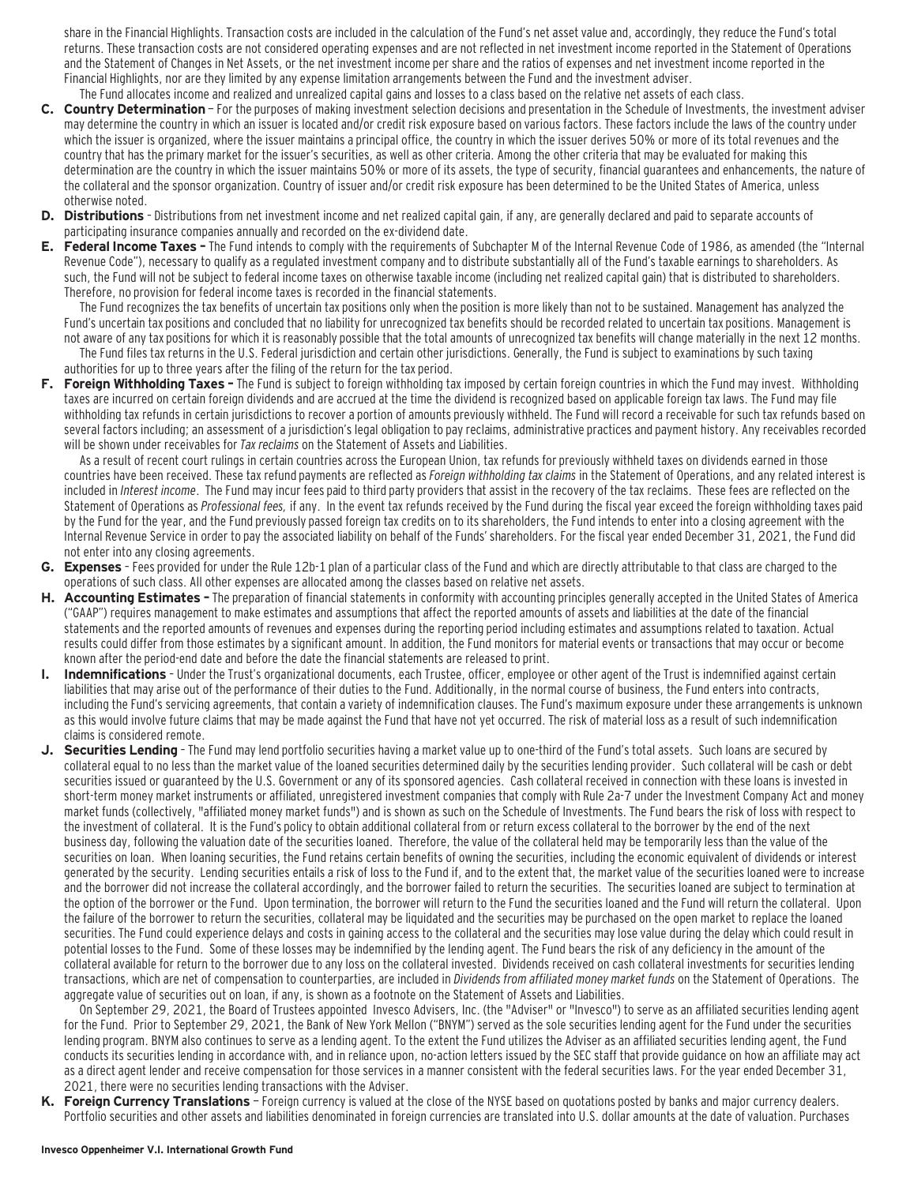share in the Financial Highlights. Transaction costs are included in the calculation of the Fund's net asset value and, accordingly, they reduce the Fund's total returns. These transaction costs are not considered operating expenses and are not reflected in net investment income reported in the Statement of Operations and the Statement of Changes in Net Assets, or the net investment income per share and the ratios of expenses and net investment income reported in the Financial Highlights, nor are they limited by any expense limitation arrangements between the Fund and the investment adviser.

The Fund allocates income and realized and unrealized capital gains and losses to a class based on the relative net assets of each class.

**C. Country Determination** – For the purposes of making investment selection decisions and presentation in the Schedule of Investments, the investment adviser may determine the country in which an issuer is located and/or credit risk exposure based on various factors. These factors include the laws of the country under which the issuer is organized, where the issuer maintains a principal office, the country in which the issuer derives 50% or more of its total revenues and the country that has the primary market for the issuer's securities, as well as other criteria. Among the other criteria that may be evaluated for making this determination are the country in which the issuer maintains 50% or more of its assets, the type of security, financial guarantees and enhancements, the nature of the collateral and the sponsor organization. Country of issuer and/or credit risk exposure has been determined to be the United States of America, unless otherwise noted.

**D. Distributions** – Distributions from net investment income and net realized capital gain, if any, are generally declared and paid to separate accounts of participating insurance companies annually and recorded on the ex-dividend date.

**E. Federal Income Taxes –** The Fund intends to comply with the requirements of Subchapter M of the Internal Revenue Code of 1986, as amended (the "Internal Revenue Code"), necessary to qualify as a regulated investment company and to distribute substantially all of the Fund's taxable earnings to shareholders. As such, the Fund will not be subject to federal income taxes on otherwise taxable income (including net realized capital gain) that is distributed to shareholders. Therefore, no provision for federal income taxes is recorded in the financial statements.

The Fund recognizes the tax benefits of uncertain tax positions only when the position is more likely than not to be sustained. Management has analyzed the Fund's uncertain tax positions and concluded that no liability for unrecognized tax benefits should be recorded related to uncertain tax positions. Management is not aware of any tax positions for which it is reasonably possible that the total amounts of unrecognized tax benefits will change materially in the next 12 months.

The Fund files tax returns in the U.S. Federal jurisdiction and certain other jurisdictions. Generally, the Fund is subject to examinations by such taxing authorities for up to three years after the filing of the return for the tax period.

**F. Foreign Withholding Taxes –** The Fund is subject to foreign withholding tax imposed by certain foreign countries in which the Fund may invest. Withholding taxes are incurred on certain foreign dividends and are accrued at the time the dividend is recognized based on applicable foreign tax laws. The Fund may file withholding tax refunds in certain jurisdictions to recover a portion of amounts previously withheld. The Fund will record a receivable for such tax refunds based on several factors including; an assessment of a jurisdiction's legal obligation to pay reclaims, administrative practices and payment history. Any receivables recorded will be shown under receivables for *Tax reclaims* on the Statement of Assets and Liabilities.

As a result of recent court rulings in certain countries across the European Union, tax refunds for previously withheld taxes on dividends earned in those countries have been received. These tax refund payments are reflected as *Foreign withholding tax claims* in the Statement of Operations, and any related interest is included in *Interest income*. The Fund may incur fees paid to third party providers that assist in the recovery of the tax reclaims. These fees are reflected on the Statement of Operations as *Professional fees,* if any. In the event tax refunds received by the Fund during the fiscal year exceed the foreign withholding taxes paid by the Fund for the year, and the Fund previously passed foreign tax credits on to its shareholders, the Fund intends to enter into a closing agreement with the Internal Revenue Service in order to pay the associated liability on behalf of the Funds' shareholders. For the fiscal year ended December 31, 2021, the Fund did not enter into any closing agreements.

**G. Expenses** – Fees provided for under the Rule 12b-1 plan of a particular class of the Fund and which are directly attributable to that class are charged to the operations of such class. All other expenses are allocated among the classes based on relative net assets.

**H. Accounting Estimates –** The preparation of financial statements in conformity with accounting principles generally accepted in the United States of America ("GAAP") requires management to make estimates and assumptions that affect the reported amounts of assets and liabilities at the date of the financial statements and the reported amounts of revenues and expenses during the reporting period including estimates and assumptions related to taxation. Actual results could differ from those estimates by a significant amount. In addition, the Fund monitors for material events or transactions that may occur or become known after the period-end date and before the date the financial statements are released to print.

**I. Indemnifications** – Under the Trust's organizational documents, each Trustee, officer, employee or other agent of the Trust is indemnified against certain liabilities that may arise out of the performance of their duties to the Fund. Additionally, in the normal course of business, the Fund enters into contracts, including the Fund's servicing agreements, that contain a variety of indemnification clauses. The Fund's maximum exposure under these arrangements is unknown as this would involve future claims that may be made against the Fund that have not yet occurred. The risk of material loss as a result of such indemnification claims is considered remote.

**J. Securities Lending** – The Fund may lend portfolio securities having a market value up to one-third of the Fund's total assets. Such loans are secured by collateral equal to no less than the market value of the loaned securities determined daily by the securities lending provider. Such collateral will be cash or debt securities issued or guaranteed by the U.S. Government or any of its sponsored agencies. Cash collateral received in connection with these loans is invested in short-term money market instruments or affiliated, unregistered investment companies that comply with Rule 2a-7 under the Investment Company Act and money market funds (collectively, "affiliated money market funds") and is shown as such on the Schedule of Investments. The Fund bears the risk of loss with respect to the investment of collateral. It is the Fund's policy to obtain additional collateral from or return excess collateral to the borrower by the end of the next business day, following the valuation date of the securities loaned. Therefore, the value of the collateral held may be temporarily less than the value of the securities on loan. When loaning securities, the Fund retains certain benefits of owning the securities, including the economic equivalent of dividends or interest generated by the security. Lending securities entails a risk of loss to the Fund if, and to the extent that, the market value of the securities loaned were to increase and the borrower did not increase the collateral accordingly, and the borrower failed to return the securities. The securities loaned are subject to termination at the option of the borrower or the Fund. Upon termination, the borrower will return to the Fund the securities loaned and the Fund will return the collateral. Upon the failure of the borrower to return the securities, collateral may be liquidated and the securities may be purchased on the open market to replace the loaned securities. The Fund could experience delays and costs in gaining access to the collateral and the securities may lose value during the delay which could result in potential losses to the Fund. Some of these losses may be indemnified by the lending agent. The Fund bears the risk of any deficiency in the amount of the collateral available for return to the borrower due to any loss on the collateral invested. Dividends received on cash collateral investments for securities lending transactions, which are net of compensation to counterparties, are included in *Dividends from affiliated money market funds* on the Statement of Operations. The aggregate value of securities out on loan, if any, is shown as a footnote on the Statement of Assets and Liabilities.

On September 29, 2021, the Board of Trustees appointed Invesco Advisers, Inc. (the "Adviser" or "Invesco") to serve as an affiliated securities lending agent for the Fund. Prior to September 29, 2021, the Bank of New York Mellon ("BNYM") served as the sole securities lending agent for the Fund under the securities lending program. BNYM also continues to serve as a lending agent. To the extent the Fund utilizes the Adviser as an affiliated securities lending agent, the Fund conducts its securities lending in accordance with, and in reliance upon, no-action letters issued by the SEC staff that provide guidance on how an affiliate may act as a direct agent lender and receive compensation for those services in a manner consistent with the federal securities laws. For the year ended December 31, 2021, there were no securities lending transactions with the Adviser.

**K. Foreign Currency Translations** – Foreign currency is valued at the close of the NYSE based on quotations posted by banks and major currency dealers. Portfolio securities and other assets and liabilities denominated in foreign currencies are translated into U.S. dollar amounts at the date of valuation. Purchases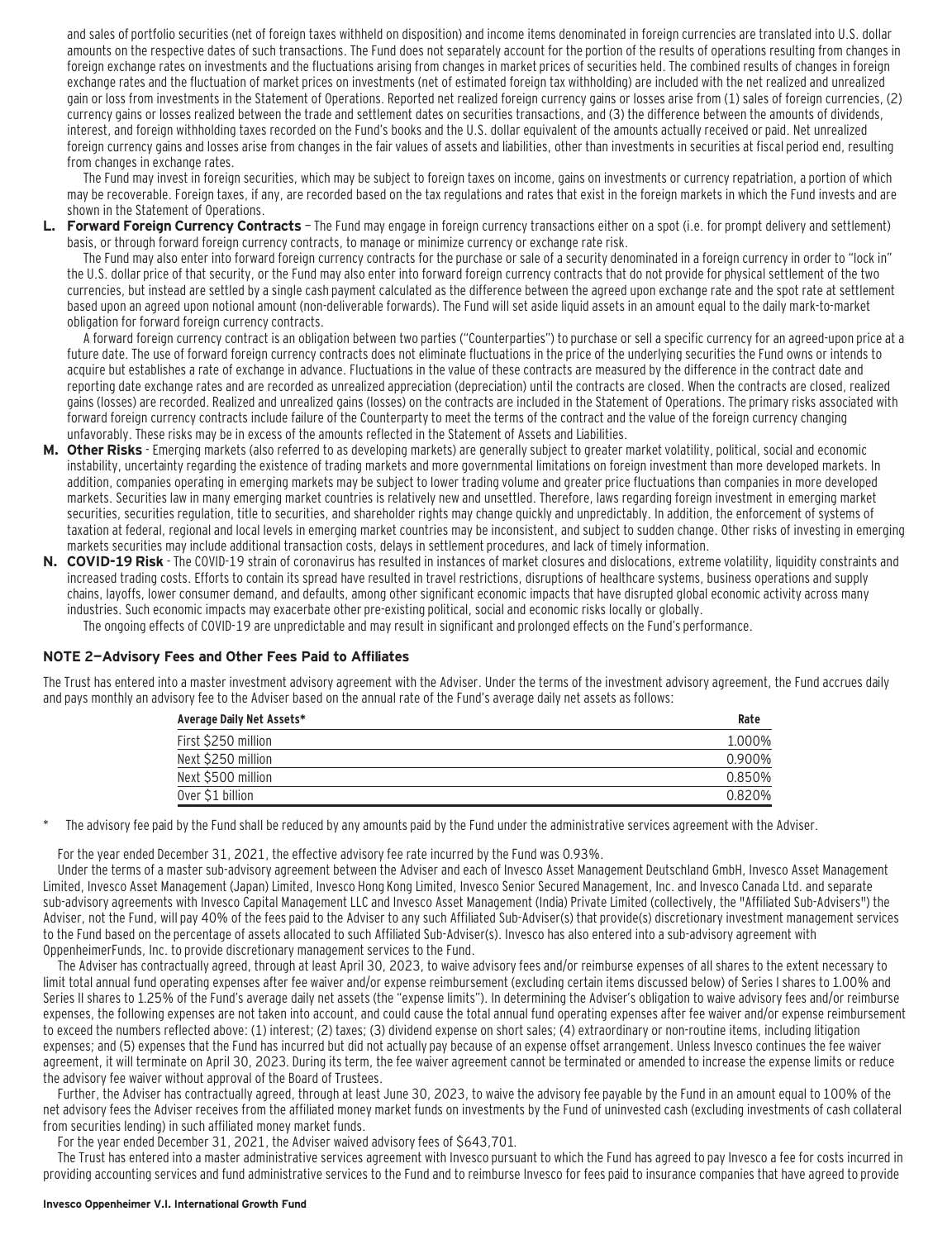and sales of portfolio securities (net of foreign taxes withheld on disposition) and income items denominated in foreign currencies are translated into U.S. dollar amounts on the respective dates of such transactions. The Fund does not separately account for the portion of the results of operations resulting from changes in foreign exchange rates on investments and the fluctuations arising from changes in market prices of securities held. The combined results of changes in foreign exchange rates and the fluctuation of market prices on investments (net of estimated foreign tax withholding) are included with the net realized and unrealized gain or loss from investments in the Statement of Operations. Reported net realized foreign currency gains or losses arise from (1) sales of foreign currencies, (2) currency gains or losses realized between the trade and settlement dates on securities transactions, and (3) the difference between the amounts of dividends, interest, and foreign withholding taxes recorded on the Fund's books and the U.S. dollar equivalent of the amounts actually received or paid. Net unrealized foreign currency gains and losses arise from changes in the fair values of assets and liabilities, other than investments in securities at fiscal period end, resulting from changes in exchange rates.

The Fund may invest in foreign securities, which may be subject to foreign taxes on income, gains on investments or currency repatriation, a portion of which may be recoverable. Foreign taxes, if any, are recorded based on the tax regulations and rates that exist in the foreign markets in which the Fund invests and are shown in the Statement of Operations.

**L. Forward Foreign Currency Contracts** – The Fund may engage in foreign currency transactions either on a spot (i.e. for prompt delivery and settlement) basis, or through forward foreign currency contracts, to manage or minimize currency or exchange rate risk.

The Fund may also enter into forward foreign currency contracts for the purchase or sale of a security denominated in a foreign currency in order to "lock in" the U.S. dollar price of that security, or the Fund may also enter into forward foreign currency contracts that do not provide for physical settlement of the two currencies, but instead are settled by a single cash payment calculated as the difference between the agreed upon exchange rate and the spot rate at settlement based upon an agreed upon notional amount (non-deliverable forwards). The Fund will set aside liquid assets in an amount equal to the daily mark-to-market obligation for forward foreign currency contracts.

A forward foreign currency contract is an obligation between two parties ("Counterparties") to purchase or sell a specific currency for an agreed-upon price at a future date. The use of forward foreign currency contracts does not eliminate fluctuations in the price of the underlying securities the Fund owns or intends to acquire but establishes a rate of exchange in advance. Fluctuations in the value of these contracts are measured by the difference in the contract date and reporting date exchange rates and are recorded as unrealized appreciation (depreciation) until the contracts are closed. When the contracts are closed, realized gains (losses) are recorded. Realized and unrealized gains (losses) on the contracts are included in the Statement of Operations. The primary risks associated with forward foreign currency contracts include failure of the Counterparty to meet the terms of the contract and the value of the foreign currency changing unfavorably. These risks may be in excess of the amounts reflected in the Statement of Assets and Liabilities.

**M. Other Risks** - Emerging markets (also referred to as developing markets) are generally subject to greater market volatility, political, social and economic instability, uncertainty regarding the existence of trading markets and more governmental limitations on foreign investment than more developed markets. In addition, companies operating in emerging markets may be subject to lower trading volume and greater price fluctuations than companies in more developed markets. Securities law in many emerging market countries is relatively new and unsettled. Therefore, laws regarding foreign investment in emerging market securities, securities regulation, title to securities, and shareholder rights may change quickly and unpredictably. In addition, the enforcement of systems of taxation at federal, regional and local levels in emerging market countries may be inconsistent, and subject to sudden change. Other risks of investing in emerging markets securities may include additional transaction costs, delays in settlement procedures, and lack of timely information.

**N. COVID-19 Risk** - The COVID-19 strain of coronavirus has resulted in instances of market closures and dislocations, extreme volatility, liquidity constraints and increased trading costs. Efforts to contain its spread have resulted in travel restrictions, disruptions of healthcare systems, business operations and supply chains, layoffs, lower consumer demand, and defaults, among other significant economic impacts that have disrupted global economic activity across many industries. Such economic impacts may exacerbate other pre-existing political, social and economic risks locally or globally.

The ongoing effects of COVID-19 are unpredictable and may result in significant and prolonged effects on the Fund's performance.

### NOTE 2—Advisory Fees and Other Fees Paid to Affiliates

The Trust has entered into a master investment advisory agreement with the Adviser. Under the terms of the investment advisory agreement, the Fund accrues daily and pays monthly an advisory fee to the Adviser based on the annual rate of the Fund's average daily net assets as follows:

| Average Daily Net Assets* | Rate |
|---|---|
| First $250 million | 1.000% |
| Next $250 million | 0.900% |
| Next $500 million | 0.850% |
| Over $1 billion | 0.820% |

\* The advisory fee paid by the Fund shall be reduced by any amounts paid by the Fund under the administrative services agreement with the Adviser.

For the year ended December 31, 2021, the effective advisory fee rate incurred by the Fund was 0.93%.

Under the terms of a master sub-advisory agreement between the Adviser and each of Invesco Asset Management Deutschland GmbH, Invesco Asset Management Limited, Invesco Asset Management (Japan) Limited, Invesco Hong Kong Limited, Invesco Senior Secured Management, Inc. and Invesco Canada Ltd. and separate sub-advisory agreements with Invesco Capital Management LLC and Invesco Asset Management (India) Private Limited (collectively, the "Affiliated Sub-Advisers") the Adviser, not the Fund, will pay 40% of the fees paid to the Adviser to any such Affiliated Sub-Adviser(s) that provide(s) discretionary investment management services to the Fund based on the percentage of assets allocated to such Affiliated Sub-Adviser(s). Invesco has also entered into a sub-advisory agreement with OppenheimerFunds, Inc. to provide discretionary management services to the Fund.

The Adviser has contractually agreed, through at least April 30, 2023, to waive advisory fees and/or reimburse expenses of all shares to the extent necessary to limit total annual fund operating expenses after fee waiver and/or expense reimbursement (excluding certain items discussed below) of Series I shares to 1.00% and Series II shares to 1.25% of the Fund's average daily net assets (the "expense limits"). In determining the Adviser's obligation to waive advisory fees and/or reimburse expenses, the following expenses are not taken into account, and could cause the total annual fund operating expenses after fee waiver and/or expense reimbursement to exceed the numbers reflected above: (1) interest; (2) taxes; (3) dividend expense on short sales; (4) extraordinary or non-routine items, including litigation expenses; and (5) expenses that the Fund has incurred but did not actually pay because of an expense offset arrangement. Unless Invesco continues the fee waiver agreement, it will terminate on April 30, 2023. During its term, the fee waiver agreement cannot be terminated or amended to increase the expense limits or reduce the advisory fee waiver without approval of the Board of Trustees.

Further, the Adviser has contractually agreed, through at least June 30, 2023, to waive the advisory fee payable by the Fund in an amount equal to 100% of the net advisory fees the Adviser receives from the affiliated money market funds on investments by the Fund of uninvested cash (excluding investments of cash collateral from securities lending) in such affiliated money market funds.

For the year ended December 31, 2021, the Adviser waived advisory fees of $643,701.

The Trust has entered into a master administrative services agreement with Invesco pursuant to which the Fund has agreed to pay Invesco a fee for costs incurred in providing accounting services and fund administrative services to the Fund and to reimburse Invesco for fees paid to insurance companies that have agreed to provide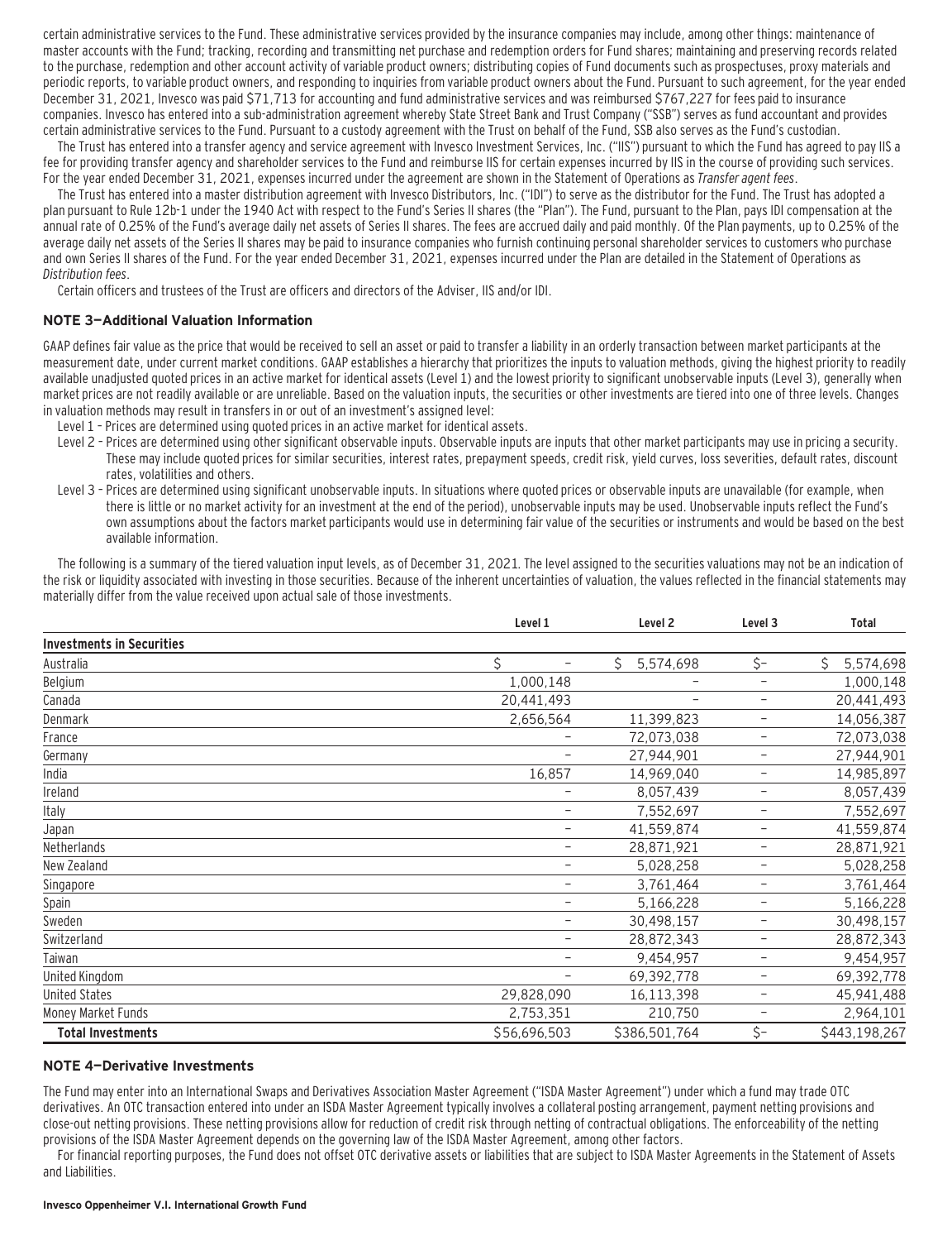certain administrative services to the Fund. These administrative services provided by the insurance companies may include, among other things: maintenance of master accounts with the Fund; tracking, recording and transmitting net purchase and redemption orders for Fund shares; maintaining and preserving records related to the purchase, redemption and other account activity of variable product owners; distributing copies of Fund documents such as prospectuses, proxy materials and periodic reports, to variable product owners, and responding to inquiries from variable product owners about the Fund. Pursuant to such agreement, for the year ended December 31, 2021, Invesco was paid $71,713 for accounting and fund administrative services and was reimbursed $767,227 for fees paid to insurance companies. Invesco has entered into a sub-administration agreement whereby State Street Bank and Trust Company ("SSB") serves as fund accountant and provides certain administrative services to the Fund. Pursuant to a custody agreement with the Trust on behalf of the Fund, SSB also serves as the Fund's custodian.

The Trust has entered into a transfer agency and service agreement with Invesco Investment Services, Inc. ("IIS") pursuant to which the Fund has agreed to pay IIS a fee for providing transfer agency and shareholder services to the Fund and reimburse IIS for certain expenses incurred by IIS in the course of providing such services. For the year ended December 31, 2021, expenses incurred under the agreement are shown in the Statement of Operations as *Transfer agent fees*.

The Trust has entered into a master distribution agreement with Invesco Distributors, Inc. ("IDI") to serve as the distributor for the Fund. The Trust has adopted a plan pursuant to Rule 12b-1 under the 1940 Act with respect to the Fund's Series II shares (the "Plan"). The Fund, pursuant to the Plan, pays IDI compensation at the annual rate of 0.25% of the Fund's average daily net assets of Series II shares. The fees are accrued daily and paid monthly. Of the Plan payments, up to 0.25% of the average daily net assets of the Series II shares may be paid to insurance companies who furnish continuing personal shareholder services to customers who purchase and own Series II shares of the Fund. For the year ended December 31, 2021, expenses incurred under the Plan are detailed in the Statement of Operations as *Distribution fees*.

Certain officers and trustees of the Trust are officers and directors of the Adviser, IIS and/or IDI.

## NOTE 3—Additional Valuation Information

GAAP defines fair value as the price that would be received to sell an asset or paid to transfer a liability in an orderly transaction between market participants at the measurement date, under current market conditions. GAAP establishes a hierarchy that prioritizes the inputs to valuation methods, giving the highest priority to readily available unadjusted quoted prices in an active market for identical assets (Level 1) and the lowest priority to significant unobservable inputs (Level 3), generally when market prices are not readily available or are unreliable. Based on the valuation inputs, the securities or other investments are tiered into one of three levels. Changes in valuation methods may result in transfers in or out of an investment's assigned level:

Level 1 – Prices are determined using quoted prices in an active market for identical assets.

Level 2 – Prices are determined using other significant observable inputs. Observable inputs are inputs that other market participants may use in pricing a security. These may include quoted prices for similar securities, interest rates, prepayment speeds, credit risk, yield curves, loss severities, default rates, discount rates, volatilities and others.

Level 3 – Prices are determined using significant unobservable inputs. In situations where quoted prices or observable inputs are unavailable (for example, when there is little or no market activity for an investment at the end of the period), unobservable inputs may be used. Unobservable inputs reflect the Fund's own assumptions about the factors market participants would use in determining fair value of the securities or instruments and would be based on the best available information.

The following is a summary of the tiered valuation input levels, as of December 31, 2021. The level assigned to the securities valuations may not be an indication of the risk or liquidity associated with investing in those securities. Because of the inherent uncertainties of valuation, the values reflected in the financial statements may materially differ from the value received upon actual sale of those investments.

| | Level 1 | Level 2 | Level 3 | Total |
|---|---|---|---|---|
| **Investments in Securities** | | | | |
| Australia | $ — | $ 5,574,698 | $— | $ 5,574,698 |
| Belgium | 1,000,148 | — | — | 1,000,148 |
| Canada | 20,441,493 | — | — | 20,441,493 |
| Denmark | 2,656,564 | 11,399,823 | — | 14,056,387 |
| France | — | 72,073,038 | — | 72,073,038 |
| Germany | — | 27,944,901 | — | 27,944,901 |
| India | 16,857 | 14,969,040 | — | 14,985,897 |
| Ireland | — | 8,057,439 | — | 8,057,439 |
| Italy | — | 7,552,697 | — | 7,552,697 |
| Japan | — | 41,559,874 | — | 41,559,874 |
| Netherlands | — | 28,871,921 | — | 28,871,921 |
| New Zealand | — | 5,028,258 | — | 5,028,258 |
| Singapore | — | 3,761,464 | — | 3,761,464 |
| Spain | — | 5,166,228 | — | 5,166,228 |
| Sweden | — | 30,498,157 | — | 30,498,157 |
| Switzerland | — | 28,872,343 | — | 28,872,343 |
| Taiwan | — | 9,454,957 | — | 9,454,957 |
| United Kingdom | — | 69,392,778 | — | 69,392,778 |
| United States | 29,828,090 | 16,113,398 | — | 45,941,488 |
| Money Market Funds | 2,753,351 | 210,750 | — | 2,964,101 |
| **Total Investments** | $56,696,503 | $386,501,764 | $— | $443,198,267 |

## NOTE 4—Derivative Investments

The Fund may enter into an International Swaps and Derivatives Association Master Agreement ("ISDA Master Agreement") under which a fund may trade OTC derivatives. An OTC transaction entered into under an ISDA Master Agreement typically involves a collateral posting arrangement, payment netting provisions and close-out netting provisions. These netting provisions allow for reduction of credit risk through netting of contractual obligations. The enforceability of the netting provisions of the ISDA Master Agreement depends on the governing law of the ISDA Master Agreement, among other factors.

For financial reporting purposes, the Fund does not offset OTC derivative assets or liabilities that are subject to ISDA Master Agreements in the Statement of Assets and Liabilities.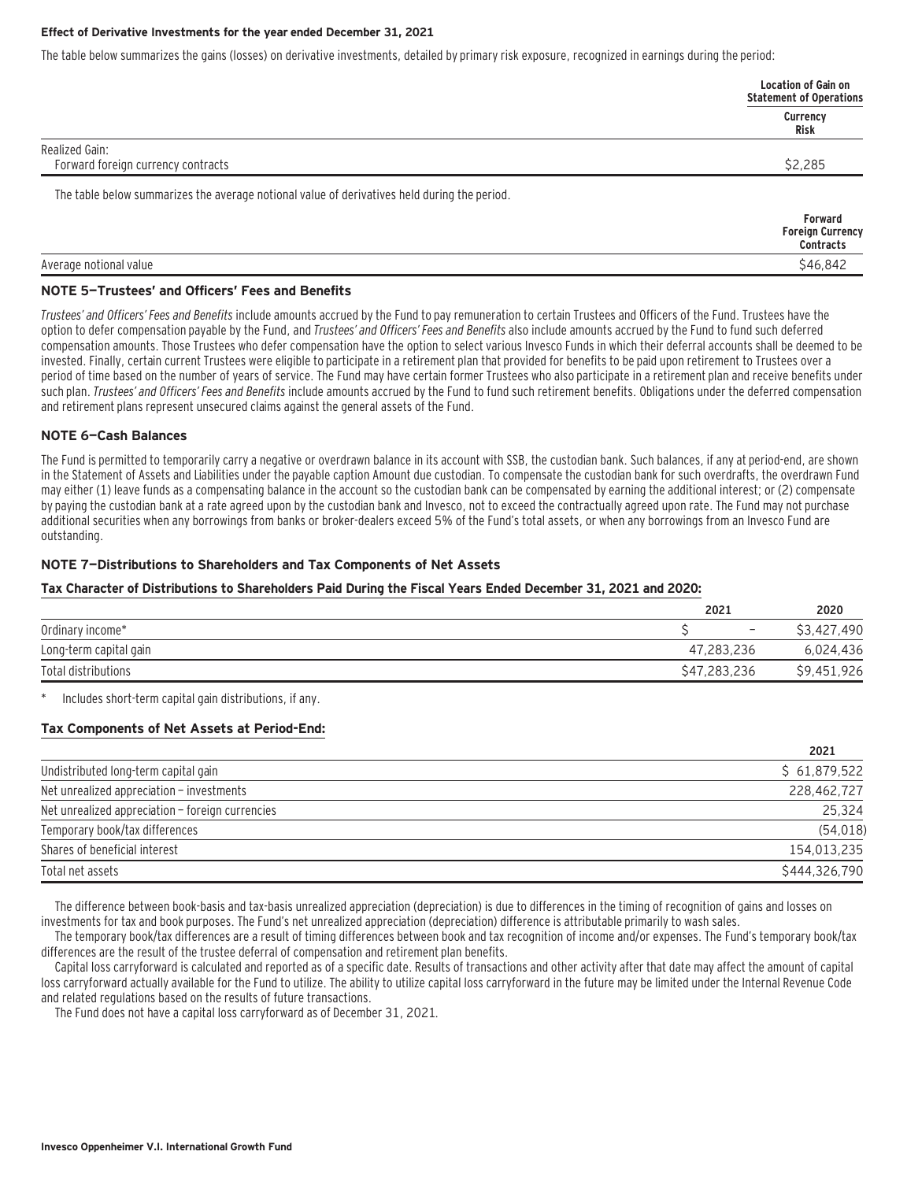**Effect of Derivative Investments for the year ended December 31, 2021**

The table below summarizes the gains (losses) on derivative investments, detailed by primary risk exposure, recognized in earnings during the period:

| | Location of Gain on Statement of Operations |
|---|---|
| | Currency Risk |
| Realized Gain: | |
| Forward foreign currency contracts | $2,285 |

The table below summarizes the average notional value of derivatives held during the period.

| | Forward Foreign Currency Contracts |
|---|---|
| Average notional value | $46,842 |

### NOTE 5—Trustees' and Officers' Fees and Benefits

*Trustees' and Officers' Fees and Benefits* include amounts accrued by the Fund to pay remuneration to certain Trustees and Officers of the Fund. Trustees have the option to defer compensation payable by the Fund, and *Trustees' and Officers' Fees and Benefits* also include amounts accrued by the Fund to fund such deferred compensation amounts. Those Trustees who defer compensation have the option to select various Invesco Funds in which their deferral accounts shall be deemed to be invested. Finally, certain current Trustees were eligible to participate in a retirement plan that provided for benefits to be paid upon retirement to Trustees over a period of time based on the number of years of service. The Fund may have certain former Trustees who also participate in a retirement plan and receive benefits under such plan. *Trustees' and Officers' Fees and Benefits* include amounts accrued by the Fund to fund such retirement benefits. Obligations under the deferred compensation and retirement plans represent unsecured claims against the general assets of the Fund.

### NOTE 6—Cash Balances

The Fund is permitted to temporarily carry a negative or overdrawn balance in its account with SSB, the custodian bank. Such balances, if any at period-end, are shown in the Statement of Assets and Liabilities under the payable caption Amount due custodian. To compensate the custodian bank for such overdrafts, the overdrawn Fund may either (1) leave funds as a compensating balance in the account so the custodian bank can be compensated by earning the additional interest; or (2) compensate by paying the custodian bank at a rate agreed upon by the custodian bank and Invesco, not to exceed the contractually agreed upon rate. The Fund may not purchase additional securities when any borrowings from banks or broker-dealers exceed 5% of the Fund's total assets, or when any borrowings from an Invesco Fund are outstanding.

### NOTE 7—Distributions to Shareholders and Tax Components of Net Assets

**Tax Character of Distributions to Shareholders Paid During the Fiscal Years Ended December 31, 2021 and 2020:**

| | 2021 | 2020 |
|---|---|---|
| Ordinary income* | $ – | $3,427,490 |
| Long-term capital gain | 47,283,236 | 6,024,436 |
| Total distributions | $47,283,236 | $9,451,926 |

\* Includes short-term capital gain distributions, if any.

**Tax Components of Net Assets at Period-End:**

| | 2021 |
|---|---|
| Undistributed long-term capital gain | $ 61,879,522 |
| Net unrealized appreciation – investments | 228,462,727 |
| Net unrealized appreciation – foreign currencies | 25,324 |
| Temporary book/tax differences | (54,018) |
| Shares of beneficial interest | 154,013,235 |
| Total net assets | $444,326,790 |

The difference between book-basis and tax-basis unrealized appreciation (depreciation) is due to differences in the timing of recognition of gains and losses on investments for tax and book purposes. The Fund's net unrealized appreciation (depreciation) difference is attributable primarily to wash sales.

The temporary book/tax differences are a result of timing differences between book and tax recognition of income and/or expenses. The Fund's temporary book/tax differences are the result of the trustee deferral of compensation and retirement plan benefits.

Capital loss carryforward is calculated and reported as of a specific date. Results of transactions and other activity after that date may affect the amount of capital loss carryforward actually available for the Fund to utilize. The ability to utilize capital loss carryforward in the future may be limited under the Internal Revenue Code and related regulations based on the results of future transactions.

The Fund does not have a capital loss carryforward as of December 31, 2021.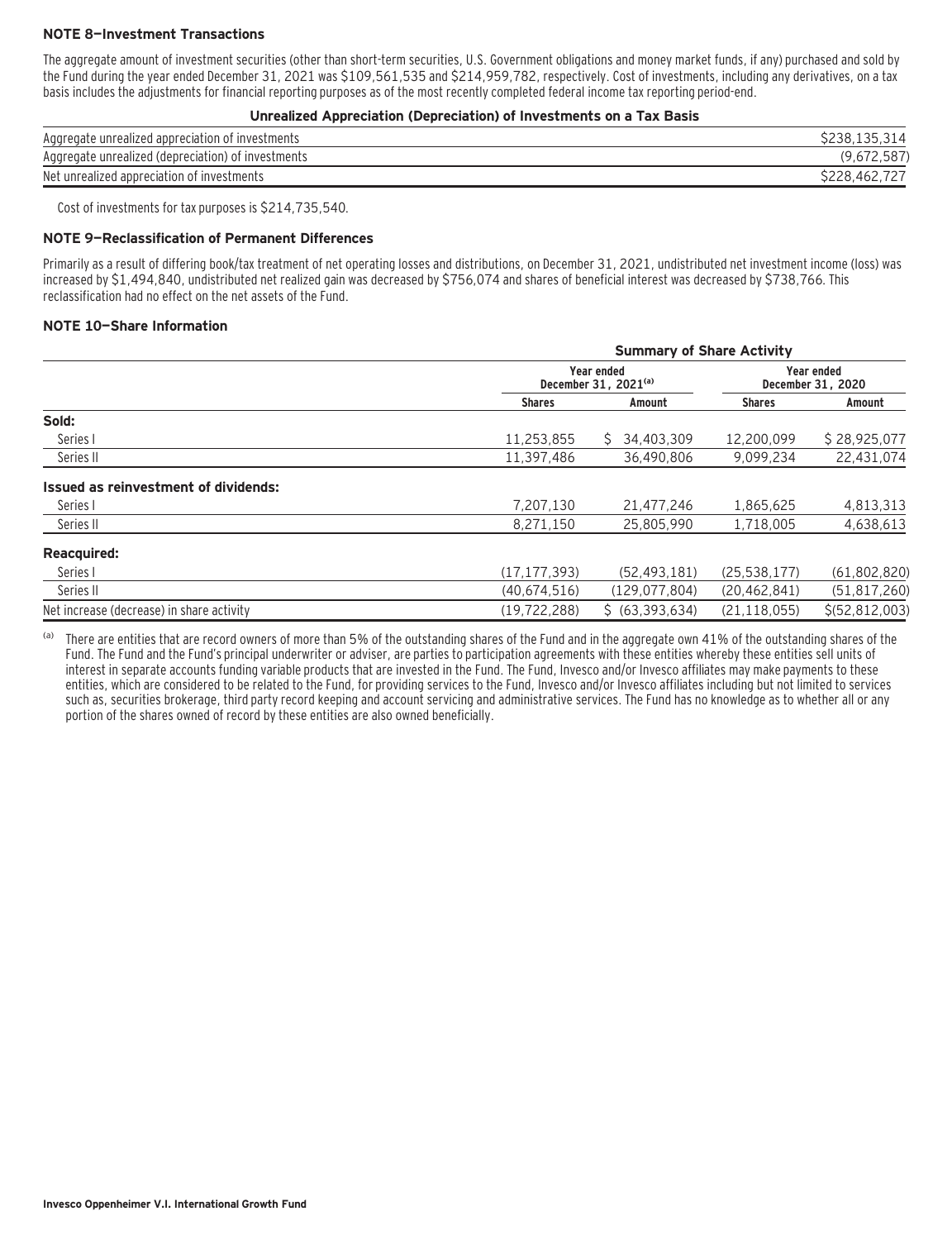### NOTE 8—Investment Transactions

The aggregate amount of investment securities (other than short-term securities, U.S. Government obligations and money market funds, if any) purchased and sold by the Fund during the year ended December 31, 2021 was $109,561,535 and $214,959,782, respectively. Cost of investments, including any derivatives, on a tax basis includes the adjustments for financial reporting purposes as of the most recently completed federal income tax reporting period-end.

**Unrealized Appreciation (Depreciation) of Investments on a Tax Basis**

| | |
|---|---|
| Aggregate unrealized appreciation of investments | $238,135,314 |
| Aggregate unrealized (depreciation) of investments | (9,672,587) |
| Net unrealized appreciation of investments | $228,462,727 |

Cost of investments for tax purposes is $214,735,540.

### NOTE 9—Reclassification of Permanent Differences

Primarily as a result of differing book/tax treatment of net operating losses and distributions, on December 31, 2021, undistributed net investment income (loss) was increased by $1,494,840, undistributed net realized gain was decreased by $756,074 and shares of beneficial interest was decreased by $738,766. This reclassification had no effect on the net assets of the Fund.

### NOTE 10—Share Information

| | Summary of Share Activity | | | |
|---|---|---|---|---|
| | Year ended December 31, 2021[a] | | Year ended December 31, 2020 | |
| | Shares | Amount | Shares | Amount |
| **Sold:** | | | | |
| Series I | 11,253,855 | $ 34,403,309 | 12,200,099 | $ 28,925,077 |
| Series II | 11,397,486 | 36,490,806 | 9,099,234 | 22,431,074 |
| **Issued as reinvestment of dividends:** | | | | |
| Series I | 7,207,130 | 21,477,246 | 1,865,625 | 4,813,313 |
| Series II | 8,271,150 | 25,805,990 | 1,718,005 | 4,638,613 |
| **Reacquired:** | | | | |
| Series I | (17,177,393) | (52,493,181) | (25,538,177) | (61,802,820) |
| Series II | (40,674,516) | (129,077,804) | (20,462,841) | (51,817,260) |
| Net increase (decrease) in share activity | (19,722,288) | $ (63,393,634) | (21,118,055) | $(52,812,003) |

[a] There are entities that are record owners of more than 5% of the outstanding shares of the Fund and in the aggregate own 41% of the outstanding shares of the Fund. The Fund and the Fund's principal underwriter or adviser, are parties to participation agreements with these entities whereby these entities sell units of interest in separate accounts funding variable products that are invested in the Fund. The Fund, Invesco and/or Invesco affiliates may make payments to these entities, which are considered to be related to the Fund, for providing services to the Fund, Invesco and/or Invesco affiliates including but not limited to services such as, securities brokerage, third party record keeping and account servicing and administrative services. The Fund has no knowledge as to whether all or any portion of the shares owned of record by these entities are also owned beneficially.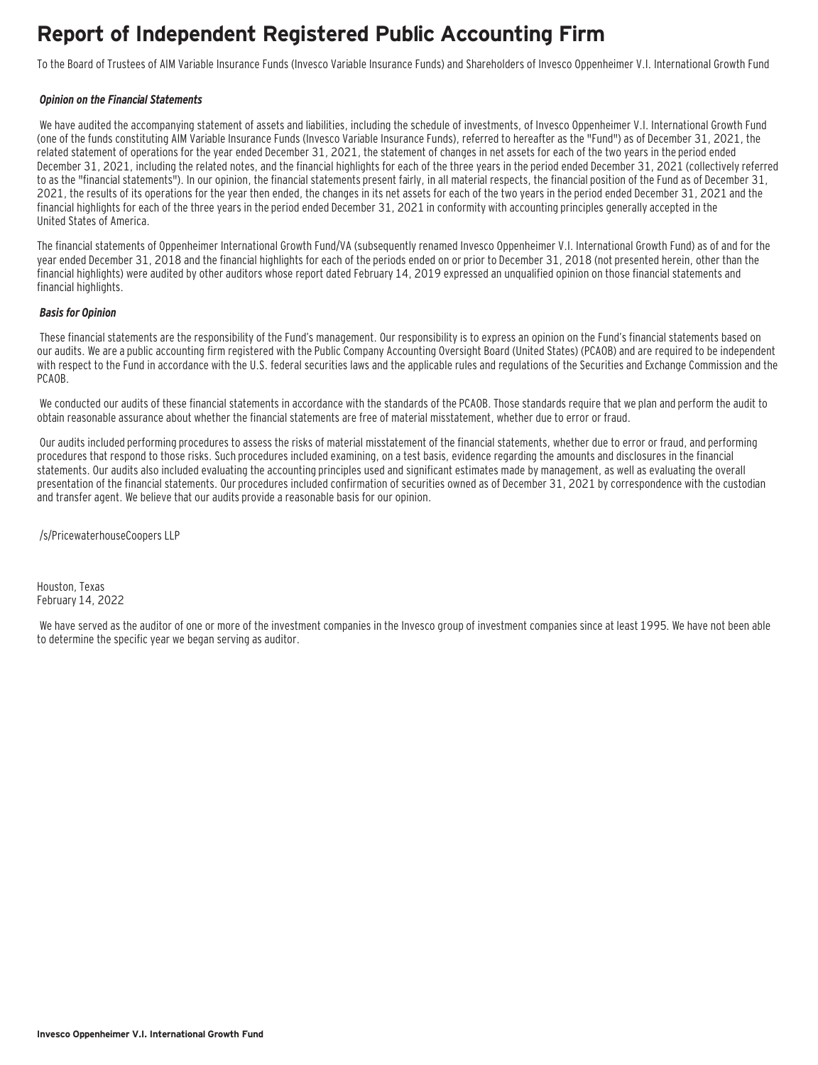# Report of Independent Registered Public Accounting Firm

To the Board of Trustees of AIM Variable Insurance Funds (Invesco Variable Insurance Funds) and Shareholders of Invesco Oppenheimer V.I. International Growth Fund

***Opinion on the Financial Statements***

We have audited the accompanying statement of assets and liabilities, including the schedule of investments, of Invesco Oppenheimer V.I. International Growth Fund (one of the funds constituting AIM Variable Insurance Funds (Invesco Variable Insurance Funds), referred to hereafter as the "Fund") as of December 31, 2021, the related statement of operations for the year ended December 31, 2021, the statement of changes in net assets for each of the two years in the period ended December 31, 2021, including the related notes, and the financial highlights for each of the three years in the period ended December 31, 2021 (collectively referred to as the "financial statements"). In our opinion, the financial statements present fairly, in all material respects, the financial position of the Fund as of December 31, 2021, the results of its operations for the year then ended, the changes in its net assets for each of the two years in the period ended December 31, 2021 and the financial highlights for each of the three years in the period ended December 31, 2021 in conformity with accounting principles generally accepted in the United States of America.

The financial statements of Oppenheimer International Growth Fund/VA (subsequently renamed Invesco Oppenheimer V.I. International Growth Fund) as of and for the year ended December 31, 2018 and the financial highlights for each of the periods ended on or prior to December 31, 2018 (not presented herein, other than the financial highlights) were audited by other auditors whose report dated February 14, 2019 expressed an unqualified opinion on those financial statements and financial highlights.

***Basis for Opinion***

These financial statements are the responsibility of the Fund's management. Our responsibility is to express an opinion on the Fund's financial statements based on our audits. We are a public accounting firm registered with the Public Company Accounting Oversight Board (United States) (PCAOB) and are required to be independent with respect to the Fund in accordance with the U.S. federal securities laws and the applicable rules and regulations of the Securities and Exchange Commission and the PCAOB.

We conducted our audits of these financial statements in accordance with the standards of the PCAOB. Those standards require that we plan and perform the audit to obtain reasonable assurance about whether the financial statements are free of material misstatement, whether due to error or fraud.

Our audits included performing procedures to assess the risks of material misstatement of the financial statements, whether due to error or fraud, and performing procedures that respond to those risks. Such procedures included examining, on a test basis, evidence regarding the amounts and disclosures in the financial statements. Our audits also included evaluating the accounting principles used and significant estimates made by management, as well as evaluating the overall presentation of the financial statements. Our procedures included confirmation of securities owned as of December 31, 2021 by correspondence with the custodian and transfer agent. We believe that our audits provide a reasonable basis for our opinion.

/s/PricewaterhouseCoopers LLP

Houston, Texas
February 14, 2022

We have served as the auditor of one or more of the investment companies in the Invesco group of investment companies since at least 1995. We have not been able to determine the specific year we began serving as auditor.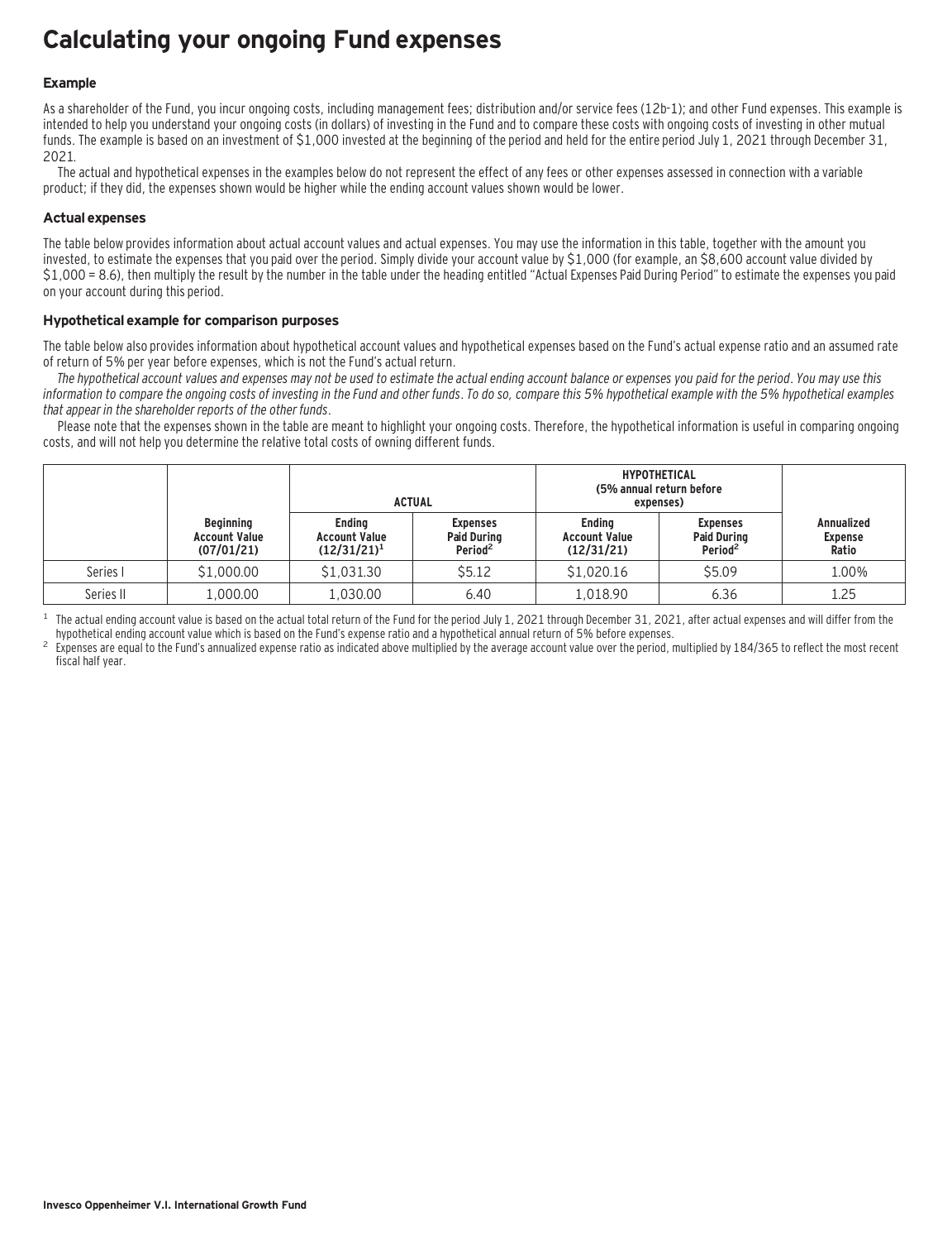# Calculating your ongoing Fund expenses

### Example

As a shareholder of the Fund, you incur ongoing costs, including management fees; distribution and/or service fees (12b-1); and other Fund expenses. This example is intended to help you understand your ongoing costs (in dollars) of investing in the Fund and to compare these costs with ongoing costs of investing in other mutual funds. The example is based on an investment of $1,000 invested at the beginning of the period and held for the entire period July 1, 2021 through December 31, 2021.

The actual and hypothetical expenses in the examples below do not represent the effect of any fees or other expenses assessed in connection with a variable product; if they did, the expenses shown would be higher while the ending account values shown would be lower.

### Actual expenses

The table below provides information about actual account values and actual expenses. You may use the information in this table, together with the amount you invested, to estimate the expenses that you paid over the period. Simply divide your account value by $1,000 (for example, an $8,600 account value divided by $1,000 = 8.6), then multiply the result by the number in the table under the heading entitled "Actual Expenses Paid During Period" to estimate the expenses you paid on your account during this period.

### Hypothetical example for comparison purposes

The table below also provides information about hypothetical account values and hypothetical expenses based on the Fund's actual expense ratio and an assumed rate of return of 5% per year before expenses, which is not the Fund's actual return.

*The hypothetical account values and expenses may not be used to estimate the actual ending account balance or expenses you paid for the period. You may use this information to compare the ongoing costs of investing in the Fund and other funds. To do so, compare this 5% hypothetical example with the 5% hypothetical examples that appear in the shareholder reports of the other funds.*

Please note that the expenses shown in the table are meant to highlight your ongoing costs. Therefore, the hypothetical information is useful in comparing ongoing costs, and will not help you determine the relative total costs of owning different funds.

| | | ACTUAL | | HYPOTHETICAL (5% annual return before expenses) | | |
|---|---|---|---|---|---|---|
| | Beginning Account Value (07/01/21) | Ending Account Value (12/31/21)[1] | Expenses Paid During Period[2] | Ending Account Value (12/31/21) | Expenses Paid During Period[2] | Annualized Expense Ratio |
| Series I | $1,000.00 | $1,031.30 | $5.12 | $1,020.16 | $5.09 | 1.00% |
| Series II | 1,000.00 | 1,030.00 | 6.40 | 1,018.90 | 6.36 | 1.25 |

[1] The actual ending account value is based on the actual total return of the Fund for the period July 1, 2021 through December 31, 2021, after actual expenses and will differ from the hypothetical ending account value which is based on the Fund's expense ratio and a hypothetical annual return of 5% before expenses.

[2] Expenses are equal to the Fund's annualized expense ratio as indicated above multiplied by the average account value over the period, multiplied by 184/365 to reflect the most recent fiscal half year.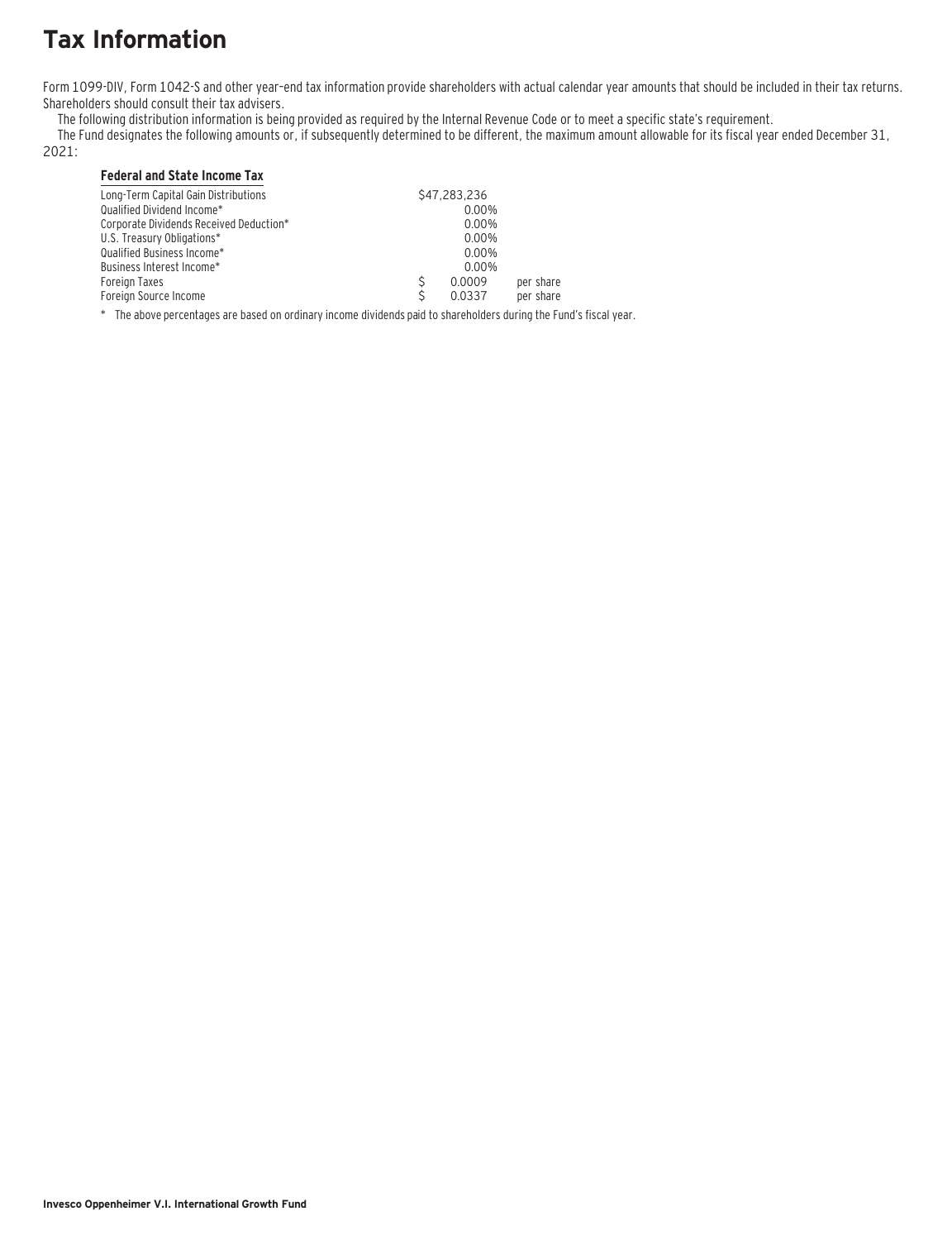# Tax Information

Form 1099-DIV, Form 1042-S and other year-end tax information provide shareholders with actual calendar year amounts that should be included in their tax returns. Shareholders should consult their tax advisers.

The following distribution information is being provided as required by the Internal Revenue Code or to meet a specific state's requirement.

The Fund designates the following amounts or, if subsequently determined to be different, the maximum amount allowable for its fiscal year ended December 31, 2021:

| Federal and State Income Tax | | |
|---|---|---|
| Long-Term Capital Gain Distributions | $47,283,236 | |
| Qualified Dividend Income* | 0.00% | |
| Corporate Dividends Received Deduction* | 0.00% | |
| U.S. Treasury Obligations* | 0.00% | |
| Qualified Business Income* | 0.00% | |
| Business Interest Income* | 0.00% | |
| Foreign Taxes | $ 0.0009 | per share |
| Foreign Source Income | $ 0.0337 | per share |

* The above percentages are based on ordinary income dividends paid to shareholders during the Fund's fiscal year.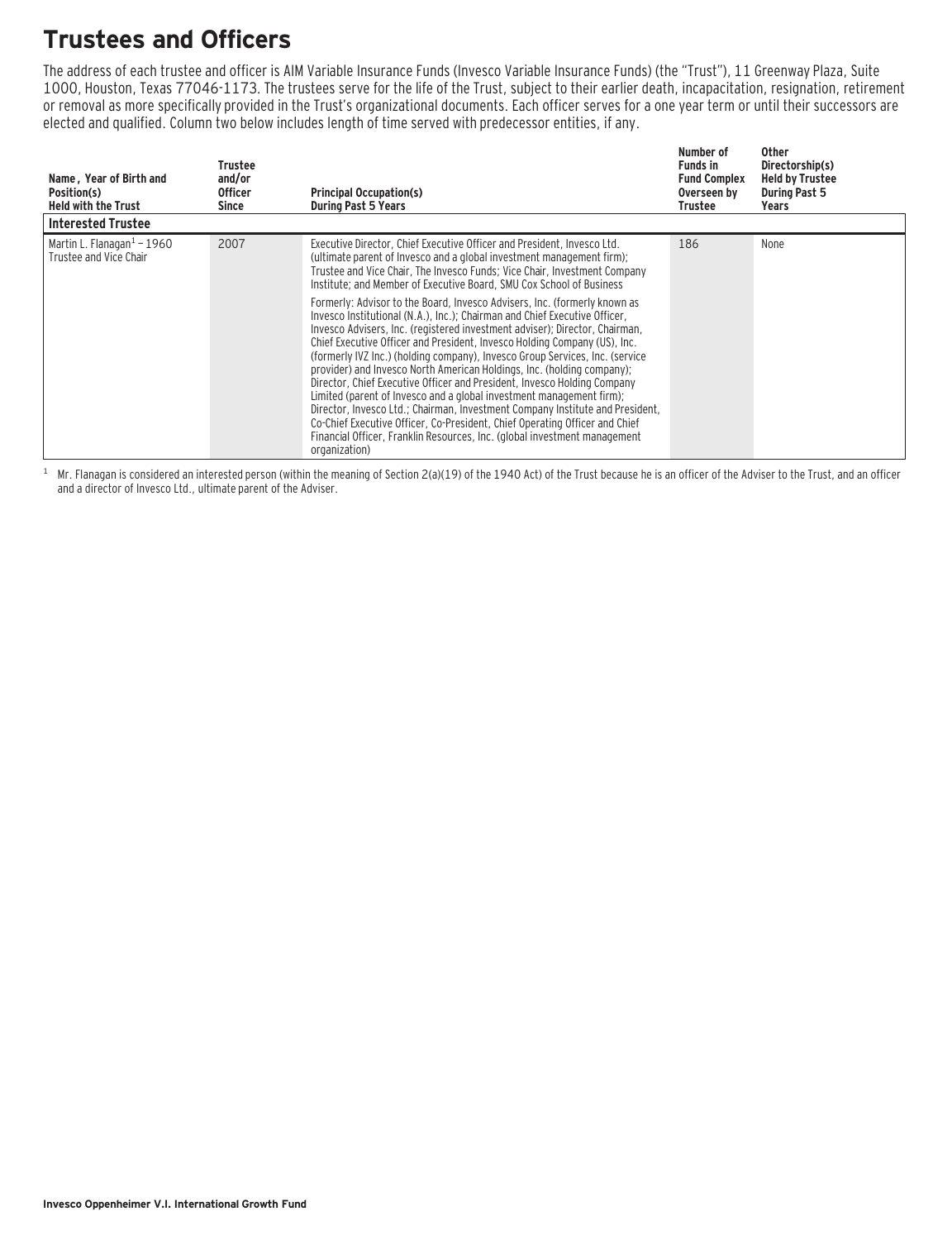# Trustees and Officers

The address of each trustee and officer is AIM Variable Insurance Funds (Invesco Variable Insurance Funds) (the "Trust"), 11 Greenway Plaza, Suite 1000, Houston, Texas 77046-1173. The trustees serve for the life of the Trust, subject to their earlier death, incapacitation, resignation, retirement or removal as more specifically provided in the Trust's organizational documents. Each officer serves for a one year term or until their successors are elected and qualified. Column two below includes length of time served with predecessor entities, if any.

| Name, Year of Birth and Position(s) Held with the Trust | Trustee and/or Officer Since | Principal Occupation(s) During Past 5 Years | Number of Funds in Fund Complex Overseen by Trustee | Other Directorship(s) Held by Trustee During Past 5 Years |
|---|---|---|---|---|
| **Interested Trustee** | | | | |
| Martin L. Flanagan[1] – 1960 Trustee and Vice Chair | 2007 | Executive Director, Chief Executive Officer and President, Invesco Ltd. (ultimate parent of Invesco and a global investment management firm); Trustee and Vice Chair, The Invesco Funds; Vice Chair, Investment Company Institute; and Member of Executive Board, SMU Cox School of Business<br><br>Formerly: Advisor to the Board, Invesco Advisers, Inc. (formerly known as Invesco Institutional (N.A.), Inc.); Chairman and Chief Executive Officer, Invesco Advisers, Inc. (registered investment adviser); Director, Chairman, Chief Executive Officer and President, Invesco Holding Company (US), Inc. (formerly IVZ Inc.) (holding company), Invesco Group Services, Inc. (service provider) and Invesco North American Holdings, Inc. (holding company); Director, Chief Executive Officer and President, Invesco Holding Company Limited (parent of Invesco and a global investment management firm); Director, Invesco Ltd.; Chairman, Investment Company Institute and President, Co-Chief Executive Officer, Co-President, Chief Operating Officer and Chief Financial Officer, Franklin Resources, Inc. (global investment management organization) | 186 | None |

[1] Mr. Flanagan is considered an interested person (within the meaning of Section 2(a)(19) of the 1940 Act) of the Trust because he is an officer of the Adviser to the Trust, and an officer and a director of Invesco Ltd., ultimate parent of the Adviser.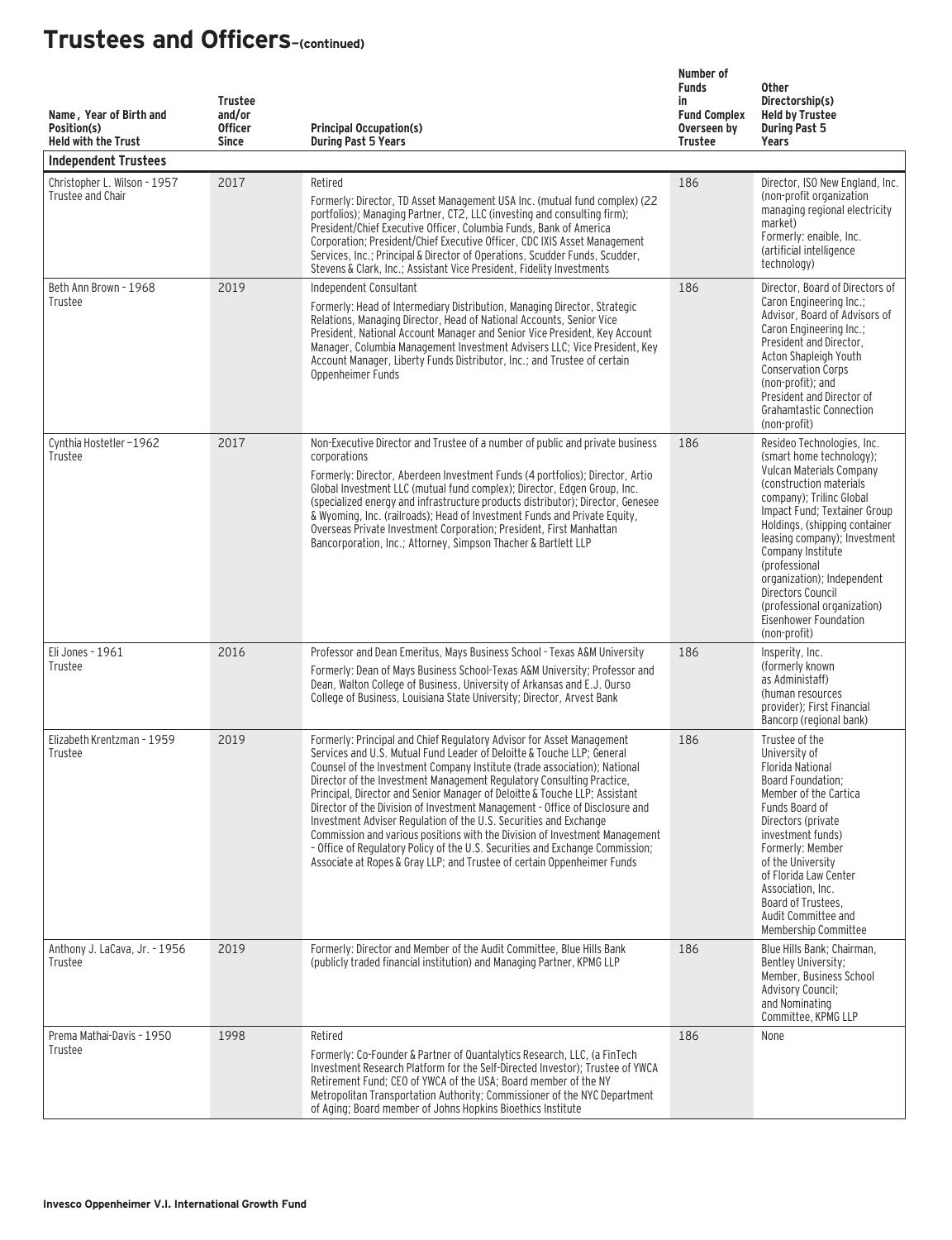# Trustees and Officers–(continued)

| Name, Year of Birth and Position(s) Held with the Trust | Trustee and/or Officer Since | Principal Occupation(s) During Past 5 Years | Number of Funds in Fund Complex Overseen by Trustee | Other Directorship(s) Held by Trustee During Past 5 Years |
|---|---|---|---|---|
| **Independent Trustees** | | | | |
| Christopher L. Wilson - 1957 Trustee and Chair | 2017 | Retired<br>Formerly: Director, TD Asset Management USA Inc. (mutual fund complex) (22 portfolios); Managing Partner, CT2, LLC (investing and consulting firm); President/Chief Executive Officer, Columbia Funds, Bank of America Corporation; President/Chief Executive Officer, CDC IXIS Asset Management Services, Inc.; Principal & Director of Operations, Scudder Funds, Scudder, Stevens & Clark, Inc.; Assistant Vice President, Fidelity Investments | 186 | Director, ISO New England, Inc. (non-profit organization managing regional electricity market)<br>Formerly: enaible, Inc. (artificial intelligence technology) |
| Beth Ann Brown - 1968 Trustee | 2019 | Independent Consultant<br>Formerly: Head of Intermediary Distribution, Managing Director, Strategic Relations, Managing Director, Head of National Accounts, Senior Vice President, National Account Manager and Senior Vice President, Key Account Manager, Columbia Management Investment Advisers LLC; Vice President, Key Account Manager, Liberty Funds Distributor, Inc.; and Trustee of certain Oppenheimer Funds | 186 | Director, Board of Directors of Caron Engineering Inc.; Advisor, Board of Advisors of Caron Engineering Inc.; President and Director, Acton Shapleigh Youth Conservation Corps (non-profit); and President and Director of Grahamtastic Connection (non-profit) |
| Cynthia Hostetler –1962 Trustee | 2017 | Non-Executive Director and Trustee of a number of public and private business corporations<br>Formerly: Director, Aberdeen Investment Funds (4 portfolios); Director, Artio Global Investment LLC (mutual fund complex); Director, Edgen Group, Inc. (specialized energy and infrastructure products distributor); Director, Genesee & Wyoming, Inc. (railroads); Head of Investment Funds and Private Equity, Overseas Private Investment Corporation; President, First Manhattan Bancorporation, Inc.; Attorney, Simpson Thacher & Bartlett LLP | 186 | Resideo Technologies, Inc. (smart home technology); Vulcan Materials Company (construction materials company); Trilinc Global Impact Fund; Textainer Group Holdings, (shipping container leasing company); Investment Company Institute (professional organization); Independent Directors Council (professional organization) Eisenhower Foundation (non-profit) |
| Eli Jones - 1961 Trustee | 2016 | Professor and Dean Emeritus, Mays Business School - Texas A&M University<br>Formerly: Dean of Mays Business School-Texas A&M University; Professor and Dean, Walton College of Business, University of Arkansas and E.J. Ourso College of Business, Louisiana State University; Director, Arvest Bank | 186 | Insperity, Inc. (formerly known as Administaff) (human resources provider); First Financial Bancorp (regional bank) |
| Elizabeth Krentzman - 1959 Trustee | 2019 | Formerly: Principal and Chief Regulatory Advisor for Asset Management Services and U.S. Mutual Fund Leader of Deloitte & Touche LLP; General Counsel of the Investment Company Institute (trade association); National Director of the Investment Management Regulatory Consulting Practice, Principal, Director and Senior Manager of Deloitte & Touche LLP; Assistant Director of the Division of Investment Management - Office of Disclosure and Investment Adviser Regulation of the U.S. Securities and Exchange Commission and various positions with the Division of Investment Management – Office of Regulatory Policy of the U.S. Securities and Exchange Commission; Associate at Ropes & Gray LLP; and Trustee of certain Oppenheimer Funds | 186 | Trustee of the University of Florida National Board Foundation; Member of the Cartica Funds Board of Directors (private investment funds)<br>Formerly: Member of the University of Florida Law Center Association, Inc. Board of Trustees, Audit Committee and Membership Committee |
| Anthony J. LaCava, Jr. - 1956 Trustee | 2019 | Formerly: Director and Member of the Audit Committee, Blue Hills Bank (publicly traded financial institution) and Managing Partner, KPMG LLP | 186 | Blue Hills Bank; Chairman, Bentley University; Member, Business School Advisory Council; and Nominating Committee, KPMG LLP |
| Prema Mathai-Davis - 1950 Trustee | 1998 | Retired<br>Formerly: Co-Founder & Partner of Quantalytics Research, LLC, (a FinTech Investment Research Platform for the Self-Directed Investor); Trustee of YWCA Retirement Fund; CEO of YWCA of the USA; Board member of the NY Metropolitan Transportation Authority; Commissioner of the NYC Department of Aging; Board member of Johns Hopkins Bioethics Institute | 186 | None |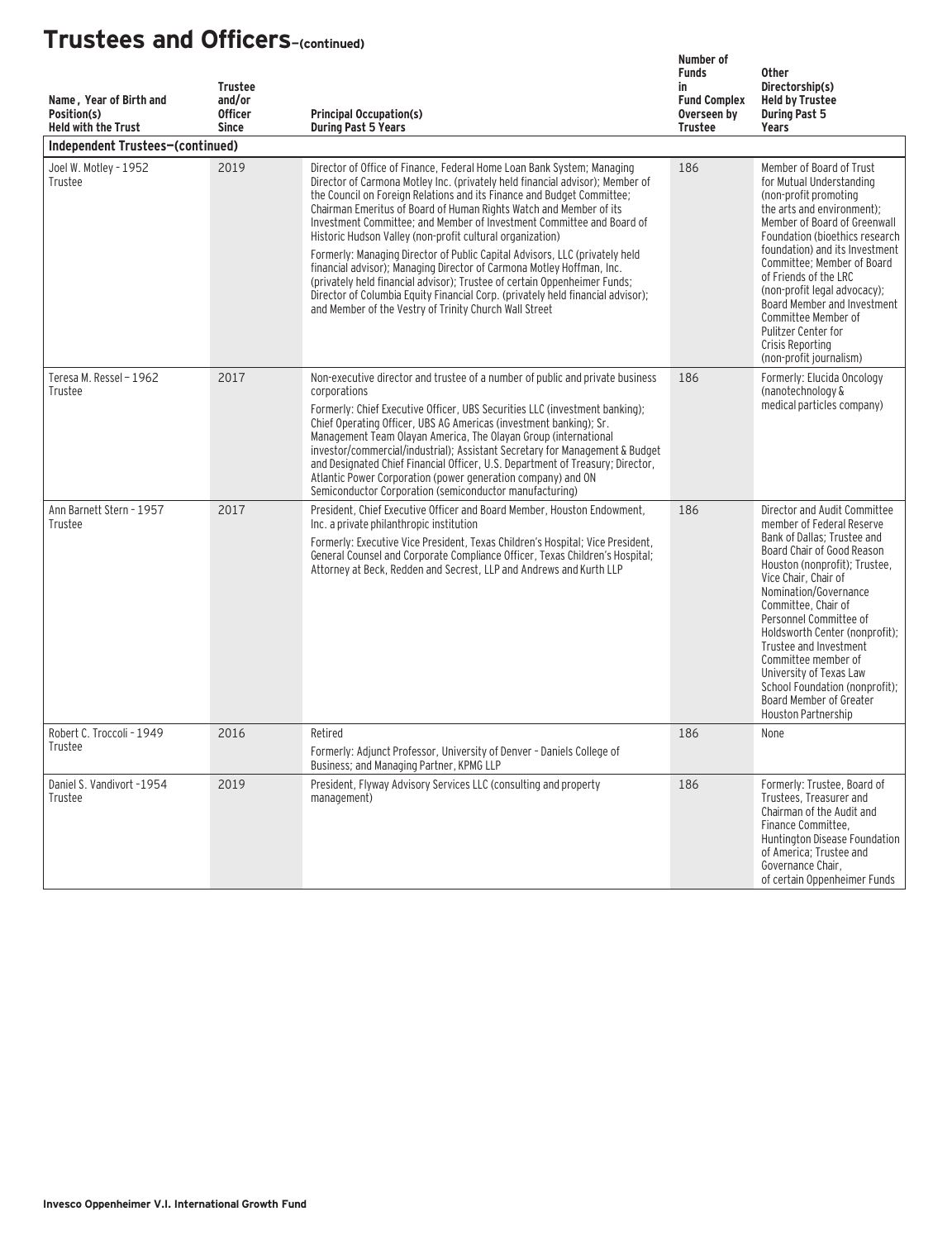# Trustees and Officers–(continued)

| Name, Year of Birth and Position(s) Held with the Trust | Trustee and/or Officer Since | Principal Occupation(s) During Past 5 Years | Number of Funds in Fund Complex Overseen by Trustee | Other Directorship(s) Held by Trustee During Past 5 Years |
|---|---|---|---|---|
| **Independent Trustees–(continued)** | | | | |
| Joel W. Motley - 1952 Trustee | 2019 | Director of Office of Finance, Federal Home Loan Bank System; Managing Director of Carmona Motley Inc. (privately held financial advisor); Member of the Council on Foreign Relations and its Finance and Budget Committee; Chairman Emeritus of Board of Human Rights Watch and Member of its Investment Committee; and Member of Investment Committee and Board of Historic Hudson Valley (non-profit cultural organization)<br>Formerly: Managing Director of Public Capital Advisors, LLC (privately held financial advisor); Managing Director of Carmona Motley Hoffman, Inc. (privately held financial advisor); Trustee of certain Oppenheimer Funds; Director of Columbia Equity Financial Corp. (privately held financial advisor); and Member of the Vestry of Trinity Church Wall Street | 186 | Member of Board of Trust for Mutual Understanding (non-profit promoting the arts and environment); Member of Board of Greenwall Foundation (bioethics research foundation) and its Investment Committee; Member of Board of Friends of the LRC (non-profit legal advocacy); Board Member and Investment Committee Member of Pulitzer Center for Crisis Reporting (non-profit journalism) |
| Teresa M. Ressel – 1962 Trustee | 2017 | Non-executive director and trustee of a number of public and private business corporations<br>Formerly: Chief Executive Officer, UBS Securities LLC (investment banking); Chief Operating Officer, UBS AG Americas (investment banking); Sr. Management Team Olayan America, The Olayan Group (international investor/commercial/industrial); Assistant Secretary for Management & Budget and Designated Chief Financial Officer, U.S. Department of Treasury; Director, Atlantic Power Corporation (power generation company) and ON Semiconductor Corporation (semiconductor manufacturing) | 186 | Formerly: Elucida Oncology (nanotechnology & medical particles company) |
| Ann Barnett Stern - 1957 Trustee | 2017 | President, Chief Executive Officer and Board Member, Houston Endowment, Inc. a private philanthropic institution<br>Formerly: Executive Vice President, Texas Children's Hospital; Vice President, General Counsel and Corporate Compliance Officer, Texas Children's Hospital; Attorney at Beck, Redden and Secrest, LLP and Andrews and Kurth LLP | 186 | Director and Audit Committee member of Federal Reserve Bank of Dallas; Trustee and Board Chair of Good Reason Houston (nonprofit); Trustee, Vice Chair, Chair of Nomination/Governance Committee, Chair of Personnel Committee of Holdsworth Center (nonprofit); Trustee and Investment Committee member of University of Texas Law School Foundation (nonprofit); Board Member of Greater Houston Partnership |
| Robert C. Troccoli - 1949 Trustee | 2016 | Retired<br>Formerly: Adjunct Professor, University of Denver – Daniels College of Business; and Managing Partner, KPMG LLP | 186 | None |
| Daniel S. Vandivort -1954 Trustee | 2019 | President, Flyway Advisory Services LLC (consulting and property management) | 186 | Formerly: Trustee, Board of Trustees, Treasurer and Chairman of the Audit and Finance Committee, Huntington Disease Foundation of America; Trustee and Governance Chair, of certain Oppenheimer Funds |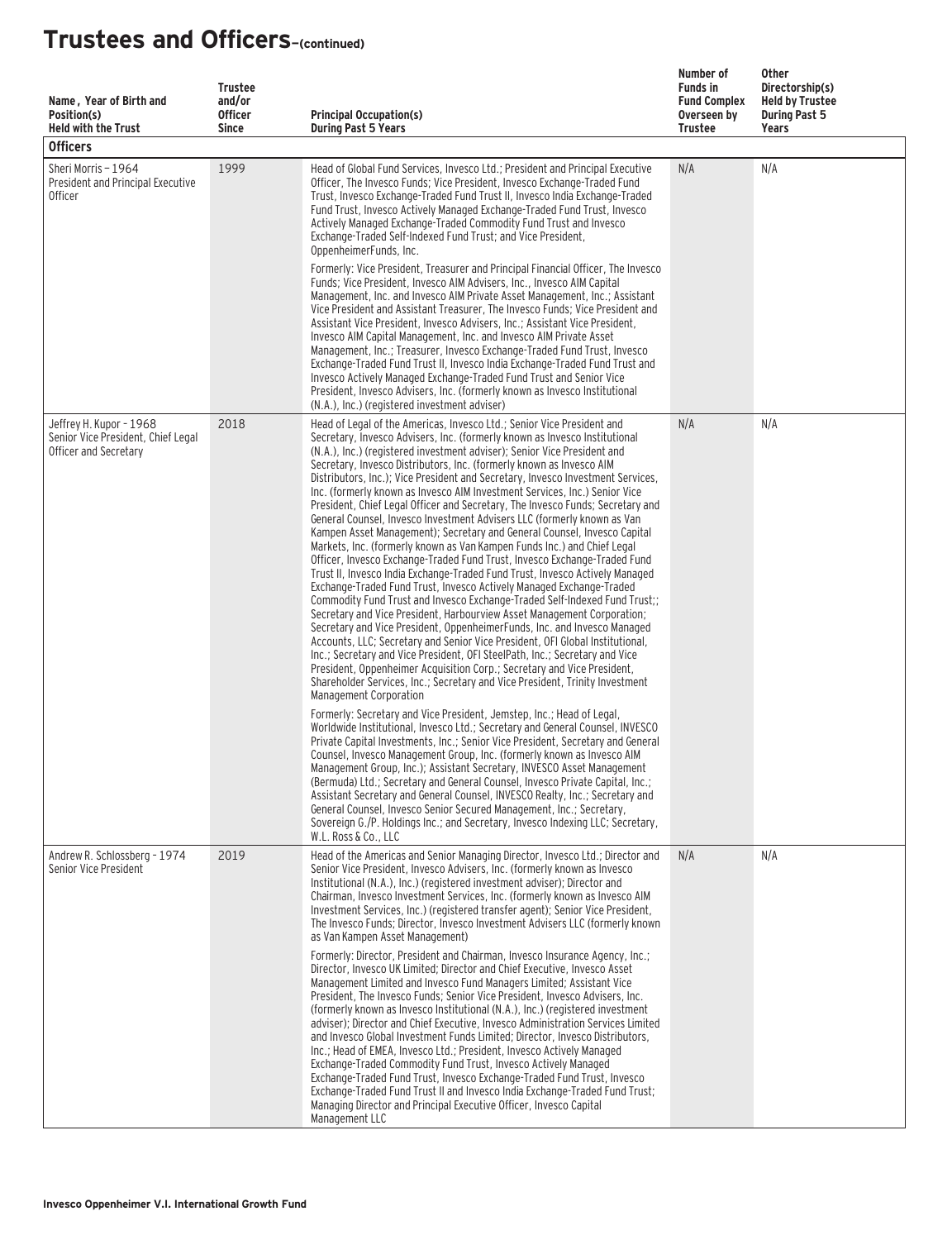# Trustees and Officers–(continued)

| Name, Year of Birth and Position(s) Held with the Trust | Trustee and/or Officer Since | Principal Occupation(s) During Past 5 Years | Number of Funds in Fund Complex Overseen by Trustee | Other Directorship(s) Held by Trustee During Past 5 Years |
|---|---|---|---|---|
| **Officers** | | | | |
| Sheri Morris – 1964 President and Principal Executive Officer | 1999 | Head of Global Fund Services, Invesco Ltd.; President and Principal Executive Officer, The Invesco Funds; Vice President, Invesco Exchange-Traded Fund Trust, Invesco Exchange-Traded Fund Trust II, Invesco India Exchange-Traded Fund Trust, Invesco Actively Managed Exchange-Traded Fund Trust, Invesco Actively Managed Exchange-Traded Commodity Fund Trust and Invesco Exchange-Traded Self-Indexed Fund Trust; and Vice President, OppenheimerFunds, Inc.<br><br>Formerly: Vice President, Treasurer and Principal Financial Officer, The Invesco Funds; Vice President, Invesco AIM Advisers, Inc., Invesco AIM Capital Management, Inc. and Invesco AIM Private Asset Management, Inc.; Assistant Vice President and Assistant Treasurer, The Invesco Funds; Vice President and Assistant Vice President, Invesco Advisers, Inc.; Assistant Vice President, Invesco AIM Capital Management, Inc. and Invesco AIM Private Asset Management, Inc.; Treasurer, Invesco Exchange-Traded Fund Trust, Invesco Exchange-Traded Fund Trust II, Invesco India Exchange-Traded Fund Trust and Invesco Actively Managed Exchange-Traded Fund Trust and Senior Vice President, Invesco Advisers, Inc. (formerly known as Invesco Institutional (N.A.), Inc.) (registered investment adviser) | N/A | N/A |
| Jeffrey H. Kupor – 1968 Senior Vice President, Chief Legal Officer and Secretary | 2018 | Head of Legal of the Americas, Invesco Ltd.; Senior Vice President and Secretary, Invesco Advisers, Inc. (formerly known as Invesco Institutional (N.A.), Inc.) (registered investment adviser); Senior Vice President and Secretary, Invesco Distributors, Inc. (formerly known as Invesco AIM Distributors, Inc.); Vice President and Secretary, Invesco Investment Services, Inc. (formerly known as Invesco AIM Investment Services, Inc.) Senior Vice President, Chief Legal Officer and Secretary, The Invesco Funds; Secretary and General Counsel, Invesco Investment Advisers LLC (formerly known as Van Kampen Asset Management); Secretary and General Counsel, Invesco Capital Markets, Inc. (formerly known as Van Kampen Funds Inc.) and Chief Legal Officer, Invesco Exchange-Traded Fund Trust, Invesco Exchange-Traded Fund Trust II, Invesco India Exchange-Traded Fund Trust, Invesco Actively Managed Exchange-Traded Fund Trust, Invesco Actively Managed Exchange-Traded Commodity Fund Trust and Invesco Exchange-Traded Self-Indexed Fund Trust;; Secretary and Vice President, Harbourview Asset Management Corporation; Secretary and Vice President, OppenheimerFunds, Inc. and Invesco Managed Accounts, LLC; Secretary and Senior Vice President, OFI Global Institutional, Inc.; Secretary and Vice President, OFI SteelPath, Inc.; Secretary and Vice President, Oppenheimer Acquisition Corp.; Secretary and Vice President, Shareholder Services, Inc.; Secretary and Vice President, Trinity Investment Management Corporation<br><br>Formerly: Secretary and Vice President, Jemstep, Inc.; Head of Legal, Worldwide Institutional, Invesco Ltd.; Secretary and General Counsel, INVESCO Private Capital Investments, Inc.; Senior Vice President, Secretary and General Counsel, Invesco Management Group, Inc. (formerly known as Invesco AIM Management Group, Inc.); Assistant Secretary, INVESCO Asset Management (Bermuda) Ltd.; Secretary and General Counsel, Invesco Private Capital, Inc.; Assistant Secretary and General Counsel, INVESCO Realty, Inc.; Secretary and General Counsel, Invesco Senior Secured Management, Inc.; Secretary, Sovereign G./P. Holdings Inc.; and Secretary, Invesco Indexing LLC; Secretary, W.L. Ross & Co., LLC | N/A | N/A |
| Andrew R. Schlossberg – 1974 Senior Vice President | 2019 | Head of the Americas and Senior Managing Director, Invesco Ltd.; Director and Senior Vice President, Invesco Advisers, Inc. (formerly known as Invesco Institutional (N.A.), Inc.) (registered investment adviser); Director and Chairman, Invesco Investment Services, Inc. (formerly known as Invesco AIM Investment Services, Inc.) (registered transfer agent); Senior Vice President, The Invesco Funds; Director, Invesco Investment Advisers LLC (formerly known as Van Kampen Asset Management)<br><br>Formerly: Director, President and Chairman, Invesco Insurance Agency, Inc.; Director, Invesco UK Limited; Director and Chief Executive, Invesco Asset Management Limited and Invesco Fund Managers Limited; Assistant Vice President, The Invesco Funds; Senior Vice President, Invesco Advisers, Inc. (formerly known as Invesco Institutional (N.A.), Inc.) (registered investment adviser); Director and Chief Executive, Invesco Administration Services Limited and Invesco Global Investment Funds Limited; Director, Invesco Distributors, Inc.; Head of EMEA, Invesco Ltd.; President, Invesco Actively Managed Exchange-Traded Commodity Fund Trust, Invesco Actively Managed Exchange-Traded Fund Trust, Invesco Exchange-Traded Fund Trust, Invesco Exchange-Traded Fund Trust II and Invesco India Exchange-Traded Fund Trust; Managing Director and Principal Executive Officer, Invesco Capital Management LLC | N/A | N/A |

Invesco Oppenheimer V.I. International Growth Fund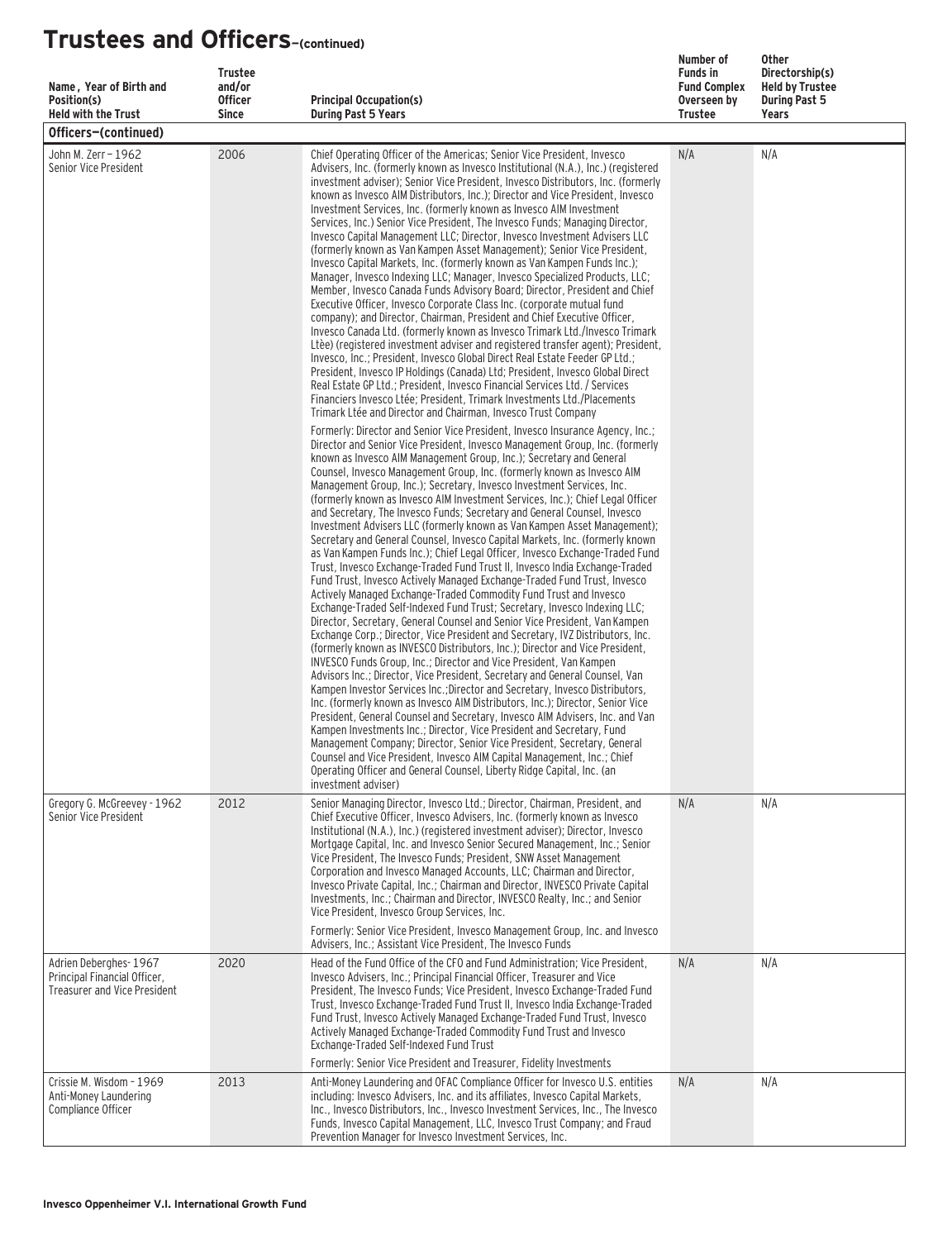# Trustees and Officers—(continued)

| Name, Year of Birth and Position(s) Held with the Trust | Trustee and/or Officer Since | Principal Occupation(s) During Past 5 Years | Number of Funds in Fund Complex Overseen by Trustee | Other Directorship(s) Held by Trustee During Past 5 Years |
|---|---|---|---|---|
| **Officers—(continued)** | | | | |
| John M. Zerr – 1962<br>Senior Vice President | 2006 | Chief Operating Officer of the Americas; Senior Vice President, Invesco Advisers, Inc. (formerly known as Invesco Institutional (N.A.), Inc.) (registered investment adviser); Senior Vice President, Invesco Distributors, Inc. (formerly known as Invesco AIM Distributors, Inc.); Director and Vice President, Invesco Investment Services, Inc. (formerly known as Invesco AIM Investment Services, Inc.) Senior Vice President, The Invesco Funds; Managing Director, Invesco Capital Management LLC; Director, Invesco Investment Advisers LLC (formerly known as Van Kampen Asset Management); Senior Vice President, Invesco Capital Markets, Inc. (formerly known as Van Kampen Funds Inc.); Manager, Invesco Indexing LLC; Manager, Invesco Specialized Products, LLC; Member, Invesco Canada Funds Advisory Board; Director, President and Chief Executive Officer, Invesco Corporate Class Inc. (corporate mutual fund company); and Director, Chairman, President and Chief Executive Officer, Invesco Canada Ltd. (formerly known as Invesco Trimark Ltd./Invesco Trimark Ltèe) (registered investment adviser and registered transfer agent); President, Invesco, Inc.; President, Invesco Global Direct Real Estate Feeder GP Ltd.; President, Invesco IP Holdings (Canada) Ltd; President, Invesco Global Direct Real Estate GP Ltd.; President, Invesco Financial Services Ltd. / Services Financiers Invesco Ltée; President, Trimark Investments Ltd./Placements Trimark Ltée and Director and Chairman, Invesco Trust Company<br><br>Formerly: Director and Senior Vice President, Invesco Insurance Agency, Inc.; Director and Senior Vice President, Invesco Management Group, Inc. (formerly known as Invesco AIM Management Group, Inc.); Secretary and General Counsel, Invesco Management Group, Inc. (formerly known as Invesco AIM Management Group, Inc.); Secretary, Invesco Investment Services, Inc. (formerly known as Invesco AIM Investment Services, Inc.); Chief Legal Officer and Secretary, The Invesco Funds; Secretary and General Counsel, Invesco Investment Advisers LLC (formerly known as Van Kampen Asset Management); Secretary and General Counsel, Invesco Capital Markets, Inc. (formerly known as Van Kampen Funds Inc.); Chief Legal Officer, Invesco Exchange-Traded Fund Trust, Invesco Exchange-Traded Fund Trust II, Invesco India Exchange-Traded Fund Trust, Invesco Actively Managed Exchange-Traded Fund Trust, Invesco Actively Managed Exchange-Traded Commodity Fund Trust and Invesco Exchange-Traded Self-Indexed Fund Trust; Secretary, Invesco Indexing LLC; Director, Secretary, General Counsel and Senior Vice President, Van Kampen Exchange Corp.; Director, Vice President and Secretary, IVZ Distributors, Inc. (formerly known as INVESCO Distributors, Inc.); Director and Vice President, INVESCO Funds Group, Inc.; Director and Vice President, Van Kampen Advisors Inc.; Director, Vice President, Secretary and General Counsel, Van Kampen Investor Services Inc.;Director and Secretary, Invesco Distributors, Inc. (formerly known as Invesco AIM Distributors, Inc.); Director, Senior Vice President, General Counsel and Secretary, Invesco AIM Advisers, Inc. and Van Kampen Investments Inc.; Director, Vice President and Secretary, Fund Management Company; Director, Senior Vice President, Secretary, General Counsel and Vice President, Invesco AIM Capital Management, Inc.; Chief Operating Officer and General Counsel, Liberty Ridge Capital, Inc. (an investment adviser) | N/A | N/A |
| Gregory G. McGreevey - 1962<br>Senior Vice President | 2012 | Senior Managing Director, Invesco Ltd.; Director, Chairman, President, and Chief Executive Officer, Invesco Advisers, Inc. (formerly known as Invesco Institutional (N.A.), Inc.) (registered investment adviser); Director, Invesco Mortgage Capital, Inc. and Invesco Senior Secured Management, Inc.; Senior Vice President, The Invesco Funds; President, SNW Asset Management Corporation and Invesco Managed Accounts, LLC; Chairman and Director, Invesco Private Capital, Inc.; Chairman and Director, INVESCO Private Capital Investments, Inc.; Chairman and Director, INVESCO Realty, Inc.; and Senior Vice President, Invesco Group Services, Inc.<br><br>Formerly: Senior Vice President, Invesco Management Group, Inc. and Invesco Advisers, Inc.; Assistant Vice President, The Invesco Funds | N/A | N/A |
| Adrien Deberghes- 1967<br>Principal Financial Officer, Treasurer and Vice President | 2020 | Head of the Fund Office of the CFO and Fund Administration; Vice President, Invesco Advisers, Inc.; Principal Financial Officer, Treasurer and Vice President, The Invesco Funds; Vice President, Invesco Exchange-Traded Fund Trust, Invesco Exchange-Traded Fund Trust II, Invesco India Exchange-Traded Fund Trust, Invesco Actively Managed Exchange-Traded Fund Trust, Invesco Actively Managed Exchange-Traded Commodity Fund Trust and Invesco Exchange-Traded Self-Indexed Fund Trust<br><br>Formerly: Senior Vice President and Treasurer, Fidelity Investments | N/A | N/A |
| Crissie M. Wisdom - 1969<br>Anti-Money Laundering Compliance Officer | 2013 | Anti-Money Laundering and OFAC Compliance Officer for Invesco U.S. entities including: Invesco Advisers, Inc. and its affiliates, Invesco Capital Markets, Inc., Invesco Distributors, Inc., Invesco Investment Services, Inc., The Invesco Funds, Invesco Capital Management, LLC, Invesco Trust Company; and Fraud Prevention Manager for Invesco Investment Services, Inc. | N/A | N/A |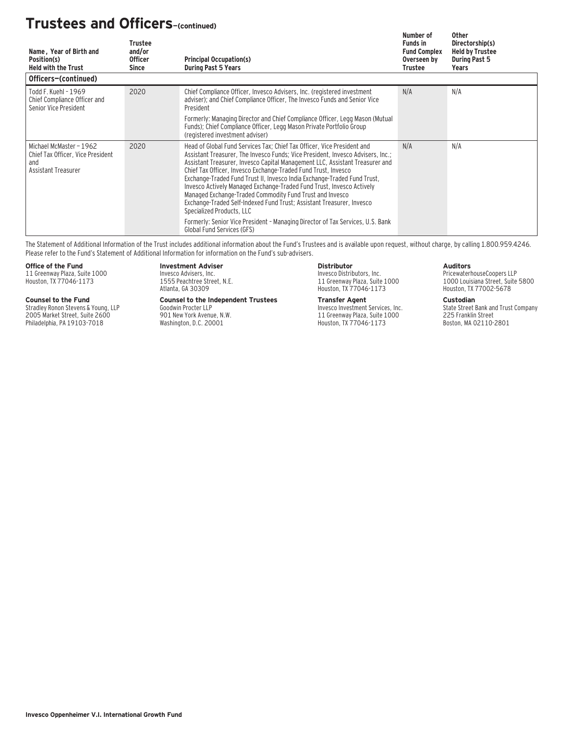# Trustees and Officers—(continued)

| Name, Year of Birth and Position(s) Held with the Trust | Trustee and/or Officer Since | Principal Occupation(s) During Past 5 Years | Number of Funds in Fund Complex Overseen by Trustee | Other Directorship(s) Held by Trustee During Past 5 Years |
|---|---|---|---|---|
| **Officers—(continued)** | | | | |
| Todd F. Kuehl - 1969<br>Chief Compliance Officer and Senior Vice President | 2020 | Chief Compliance Officer, Invesco Advisers, Inc. (registered investment adviser); and Chief Compliance Officer, The Invesco Funds and Senior Vice President<br><br>Formerly: Managing Director and Chief Compliance Officer, Legg Mason (Mutual Funds); Chief Compliance Officer, Legg Mason Private Portfolio Group (registered investment adviser) | N/A | N/A |
| Michael McMaster – 1962<br>Chief Tax Officer, Vice President and Assistant Treasurer | 2020 | Head of Global Fund Services Tax; Chief Tax Officer, Vice President and Assistant Treasurer, The Invesco Funds; Vice President, Invesco Advisers, Inc.; Assistant Treasurer, Invesco Capital Management LLC, Assistant Treasurer and Chief Tax Officer, Invesco Exchange-Traded Fund Trust, Invesco Exchange-Traded Fund Trust II, Invesco India Exchange-Traded Fund Trust, Invesco Actively Managed Exchange-Traded Fund Trust, Invesco Actively Managed Exchange-Traded Commodity Fund Trust and Invesco Exchange-Traded Self-Indexed Fund Trust; Assistant Treasurer, Invesco Specialized Products, LLC<br><br>Formerly: Senior Vice President - Managing Director of Tax Services, U.S. Bank Global Fund Services (GFS) | N/A | N/A |

The Statement of Additional Information of the Trust includes additional information about the Fund's Trustees and is available upon request, without charge, by calling 1.800.959.4246. Please refer to the Fund's Statement of Additional Information for information on the Fund's sub-advisers.

**Office of the Fund**
11 Greenway Plaza, Suite 1000
Houston, TX 77046-1173

**Counsel to the Fund**
Stradley Ronon Stevens & Young, LLP
2005 Market Street, Suite 2600
Philadelphia, PA 19103-7018

**Investment Adviser**
Invesco Advisers, Inc.
1555 Peachtree Street, N.E.
Atlanta, GA 30309

**Counsel to the Independent Trustees**
Goodwin Procter LLP
901 New York Avenue, N.W.
Washington, D.C. 20001

**Distributor**
Invesco Distributors, Inc.
11 Greenway Plaza, Suite 1000
Houston, TX 77046-1173

**Transfer Agent**
Invesco Investment Services, Inc.
11 Greenway Plaza, Suite 1000
Houston, TX 77046-1173

**Auditors**
PricewaterhouseCoopers LLP
1000 Louisiana Street, Suite 5800
Houston, TX 77002-5678

**Custodian**
State Street Bank and Trust Company
225 Franklin Street
Boston, MA 02110-2801